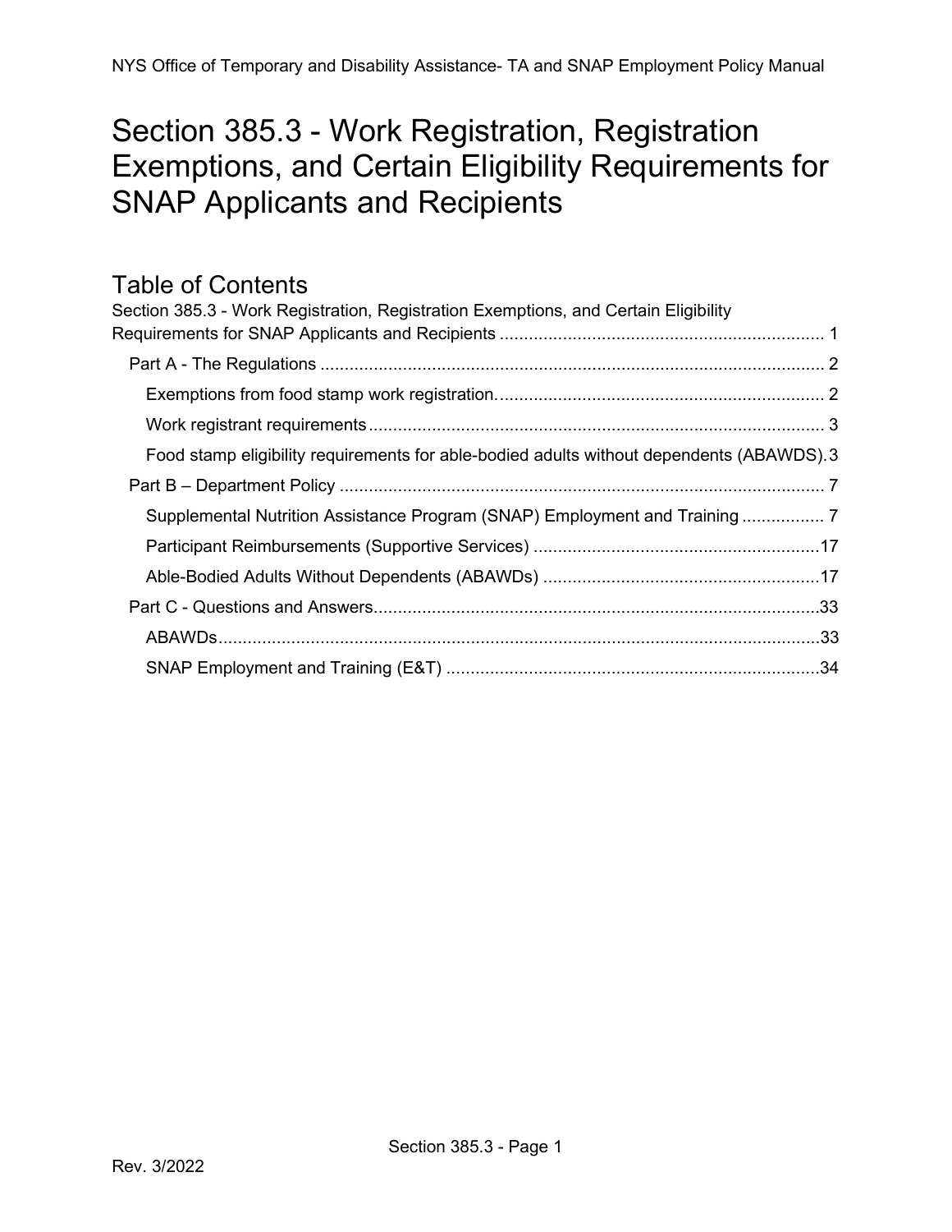# Section 385.3 - Work Registration, Registration Exemptions, and Certain Eligibility Requirements for SNAP Applicants and Recipients

## Table of Contents

Section 385.3 - Work Registration, Registration Exemptions, and Certain Eligibility Requirements for SNAP Applicants and Recipients .................................................................. 1

- Part A - The Regulations ........................................................................................ 2
  - Exemptions from food stamp work registration. .................................................................. 2
  - Work registrant requirements ............................................................................................. 3
  - Food stamp eligibility requirements for able-bodied adults without dependents (ABAWDS). 3
- Part B – Department Policy ..................................................................................... 7
  - Supplemental Nutrition Assistance Program (SNAP) Employment and Training ................. 7
  - Participant Reimbursements (Supportive Services) ........................................................... 17
  - Able-Bodied Adults Without Dependents (ABAWDs) ......................................................... 17
- Part C - Questions and Answers ............................................................................ 33
  - ABAWDs ............................................................................................................................ 33
  - SNAP Employment and Training (E&T) ............................................................................ 34

Rev. 3/2022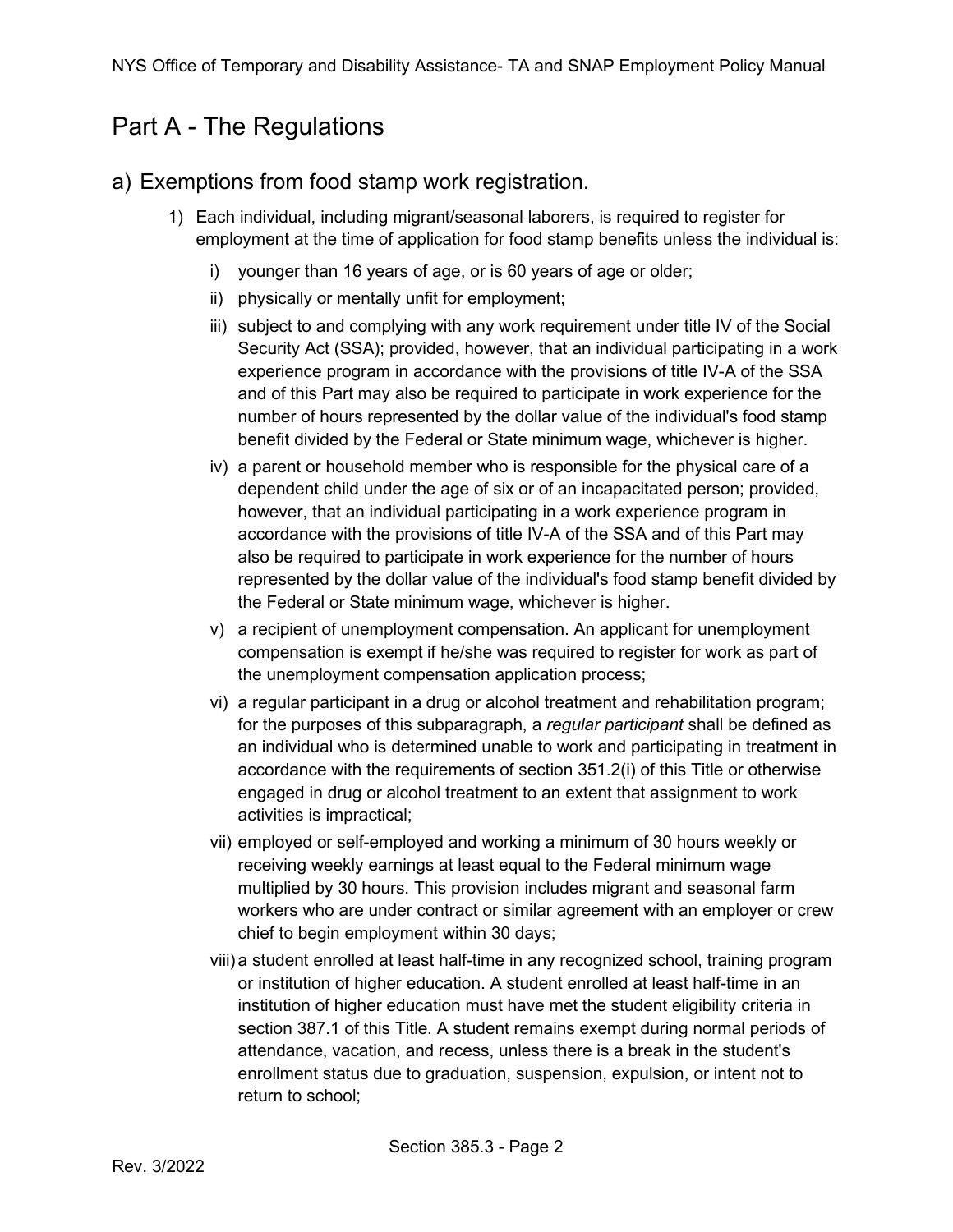# Part A - The Regulations

## a) Exemptions from food stamp work registration.

1) Each individual, including migrant/seasonal laborers, is required to register for employment at the time of application for food stamp benefits unless the individual is:

   i) younger than 16 years of age, or is 60 years of age or older;

   ii) physically or mentally unfit for employment;

   iii) subject to and complying with any work requirement under title IV of the Social Security Act (SSA); provided, however, that an individual participating in a work experience program in accordance with the provisions of title IV-A of the SSA and of this Part may also be required to participate in work experience for the number of hours represented by the dollar value of the individual's food stamp benefit divided by the Federal or State minimum wage, whichever is higher.

   iv) a parent or household member who is responsible for the physical care of a dependent child under the age of six or of an incapacitated person; provided, however, that an individual participating in a work experience program in accordance with the provisions of title IV-A of the SSA and of this Part may also be required to participate in work experience for the number of hours represented by the dollar value of the individual's food stamp benefit divided by the Federal or State minimum wage, whichever is higher.

   v) a recipient of unemployment compensation. An applicant for unemployment compensation is exempt if he/she was required to register for work as part of the unemployment compensation application process;

   vi) a regular participant in a drug or alcohol treatment and rehabilitation program; for the purposes of this subparagraph, a *regular participant* shall be defined as an individual who is determined unable to work and participating in treatment in accordance with the requirements of section 351.2(i) of this Title or otherwise engaged in drug or alcohol treatment to an extent that assignment to work activities is impractical;

   vii) employed or self-employed and working a minimum of 30 hours weekly or receiving weekly earnings at least equal to the Federal minimum wage multiplied by 30 hours. This provision includes migrant and seasonal farm workers who are under contract or similar agreement with an employer or crew chief to begin employment within 30 days;

   viii) a student enrolled at least half-time in any recognized school, training program or institution of higher education. A student enrolled at least half-time in an institution of higher education must have met the student eligibility criteria in section 387.1 of this Title. A student remains exempt during normal periods of attendance, vacation, and recess, unless there is a break in the student's enrollment status due to graduation, suspension, expulsion, or intent not to return to school;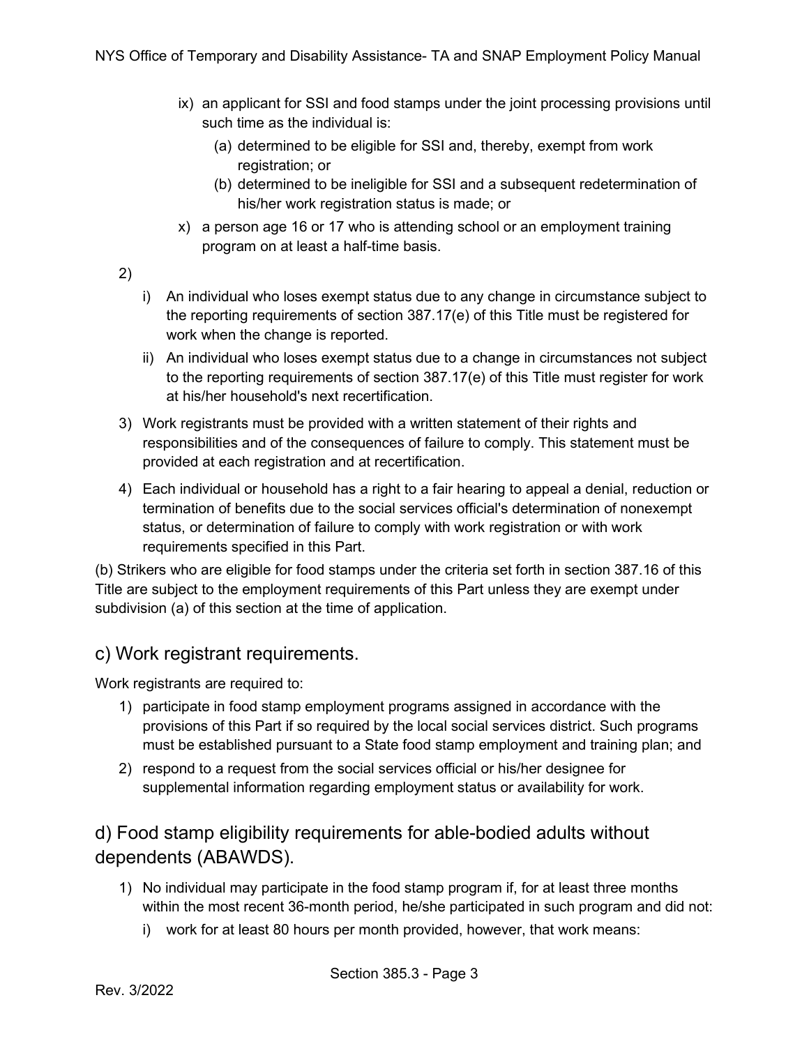ix) an applicant for SSI and food stamps under the joint processing provisions until such time as the individual is:

(a) determined to be eligible for SSI and, thereby, exempt from work registration; or

(b) determined to be ineligible for SSI and a subsequent redetermination of his/her work registration status is made; or

x) a person age 16 or 17 who is attending school or an employment training program on at least a half-time basis.

2)

i) An individual who loses exempt status due to any change in circumstance subject to the reporting requirements of section 387.17(e) of this Title must be registered for work when the change is reported.

ii) An individual who loses exempt status due to a change in circumstances not subject to the reporting requirements of section 387.17(e) of this Title must register for work at his/her household's next recertification.

3) Work registrants must be provided with a written statement of their rights and responsibilities and of the consequences of failure to comply. This statement must be provided at each registration and at recertification.

4) Each individual or household has a right to a fair hearing to appeal a denial, reduction or termination of benefits due to the social services official's determination of nonexempt status, or determination of failure to comply with work registration or with work requirements specified in this Part.

(b) Strikers who are eligible for food stamps under the criteria set forth in section 387.16 of this Title are subject to the employment requirements of this Part unless they are exempt under subdivision (a) of this section at the time of application.

## c) Work registrant requirements.

Work registrants are required to:

1) participate in food stamp employment programs assigned in accordance with the provisions of this Part if so required by the local social services district. Such programs must be established pursuant to a State food stamp employment and training plan; and

2) respond to a request from the social services official or his/her designee for supplemental information regarding employment status or availability for work.

## d) Food stamp eligibility requirements for able-bodied adults without dependents (ABAWDS).

1) No individual may participate in the food stamp program if, for at least three months within the most recent 36-month period, he/she participated in such program and did not:

i) work for at least 80 hours per month provided, however, that work means: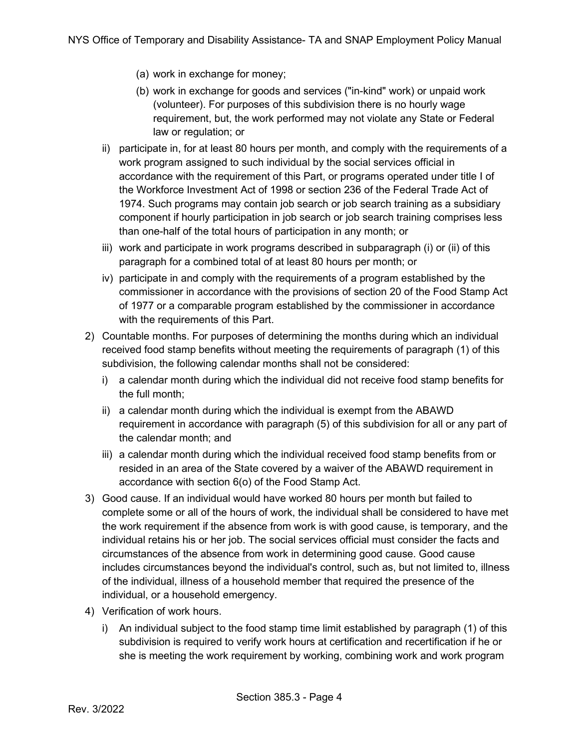(a) work in exchange for money;

(b) work in exchange for goods and services ("in-kind" work) or unpaid work (volunteer). For purposes of this subdivision there is no hourly wage requirement, but, the work performed may not violate any State or Federal law or regulation; or

ii) participate in, for at least 80 hours per month, and comply with the requirements of a work program assigned to such individual by the social services official in accordance with the requirement of this Part, or programs operated under title I of the Workforce Investment Act of 1998 or section 236 of the Federal Trade Act of 1974. Such programs may contain job search or job search training as a subsidiary component if hourly participation in job search or job search training comprises less than one-half of the total hours of participation in any month; or

iii) work and participate in work programs described in subparagraph (i) or (ii) of this paragraph for a combined total of at least 80 hours per month; or

iv) participate in and comply with the requirements of a program established by the commissioner in accordance with the provisions of section 20 of the Food Stamp Act of 1977 or a comparable program established by the commissioner in accordance with the requirements of this Part.

2) Countable months. For purposes of determining the months during which an individual received food stamp benefits without meeting the requirements of paragraph (1) of this subdivision, the following calendar months shall not be considered:

i) a calendar month during which the individual did not receive food stamp benefits for the full month;

ii) a calendar month during which the individual is exempt from the ABAWD requirement in accordance with paragraph (5) of this subdivision for all or any part of the calendar month; and

iii) a calendar month during which the individual received food stamp benefits from or resided in an area of the State covered by a waiver of the ABAWD requirement in accordance with section 6(o) of the Food Stamp Act.

3) Good cause. If an individual would have worked 80 hours per month but failed to complete some or all of the hours of work, the individual shall be considered to have met the work requirement if the absence from work is with good cause, is temporary, and the individual retains his or her job. The social services official must consider the facts and circumstances of the absence from work in determining good cause. Good cause includes circumstances beyond the individual's control, such as, but not limited to, illness of the individual, illness of a household member that required the presence of the individual, or a household emergency.

4) Verification of work hours.

i) An individual subject to the food stamp time limit established by paragraph (1) of this subdivision is required to verify work hours at certification and recertification if he or she is meeting the work requirement by working, combining work and work program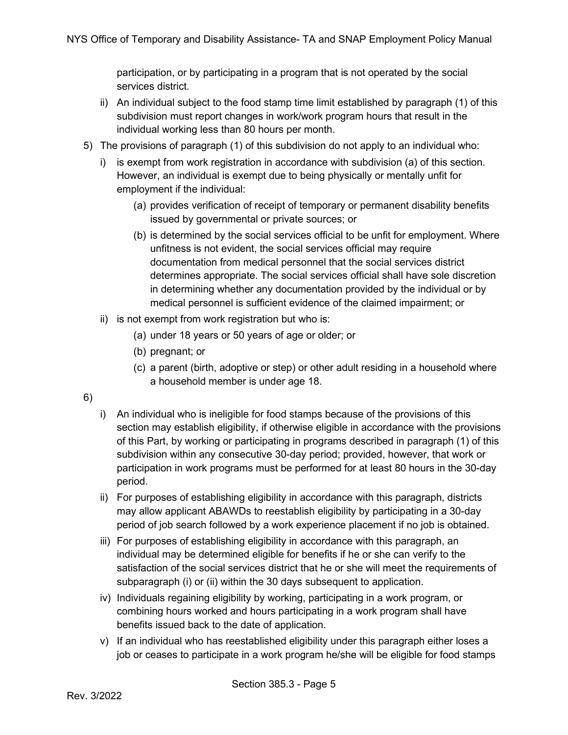participation, or by participating in a program that is not operated by the social services district.

ii) An individual subject to the food stamp time limit established by paragraph (1) of this subdivision must report changes in work/work program hours that result in the individual working less than 80 hours per month.

5) The provisions of paragraph (1) of this subdivision do not apply to an individual who:

   i) is exempt from work registration in accordance with subdivision (a) of this section. However, an individual is exempt due to being physically or mentally unfit for employment if the individual:

      (a) provides verification of receipt of temporary or permanent disability benefits issued by governmental or private sources; or

      (b) is determined by the social services official to be unfit for employment. Where unfitness is not evident, the social services official may require documentation from medical personnel that the social services district determines appropriate. The social services official shall have sole discretion in determining whether any documentation provided by the individual or by medical personnel is sufficient evidence of the claimed impairment; or

   ii) is not exempt from work registration but who is:

      (a) under 18 years or 50 years of age or older; or

      (b) pregnant; or

      (c) a parent (birth, adoptive or step) or other adult residing in a household where a household member is under age 18.

6)

   i) An individual who is ineligible for food stamps because of the provisions of this section may establish eligibility, if otherwise eligible in accordance with the provisions of this Part, by working or participating in programs described in paragraph (1) of this subdivision within any consecutive 30-day period; provided, however, that work or participation in work programs must be performed for at least 80 hours in the 30-day period.

   ii) For purposes of establishing eligibility in accordance with this paragraph, districts may allow applicant ABAWDs to reestablish eligibility by participating in a 30-day period of job search followed by a work experience placement if no job is obtained.

   iii) For purposes of establishing eligibility in accordance with this paragraph, an individual may be determined eligible for benefits if he or she can verify to the satisfaction of the social services district that he or she will meet the requirements of subparagraph (i) or (ii) within the 30 days subsequent to application.

   iv) Individuals regaining eligibility by working, participating in a work program, or combining hours worked and hours participating in a work program shall have benefits issued back to the date of application.

   v) If an individual who has reestablished eligibility under this paragraph either loses a job or ceases to participate in a work program he/she will be eligible for food stamps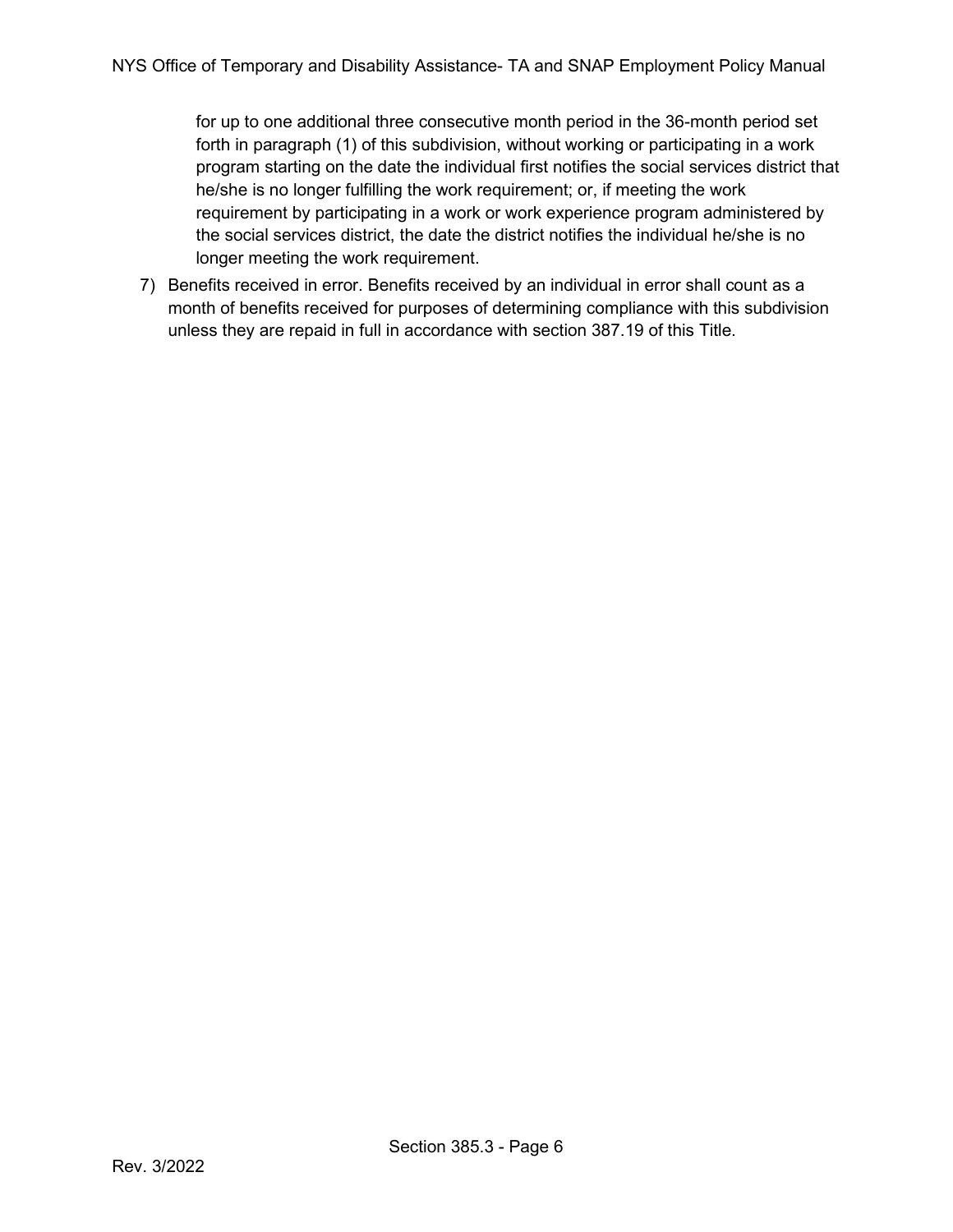for up to one additional three consecutive month period in the 36-month period set forth in paragraph (1) of this subdivision, without working or participating in a work program starting on the date the individual first notifies the social services district that he/she is no longer fulfilling the work requirement; or, if meeting the work requirement by participating in a work or work experience program administered by the social services district, the date the district notifies the individual he/she is no longer meeting the work requirement.

7) Benefits received in error. Benefits received by an individual in error shall count as a month of benefits received for purposes of determining compliance with this subdivision unless they are repaid in full in accordance with section 387.19 of this Title.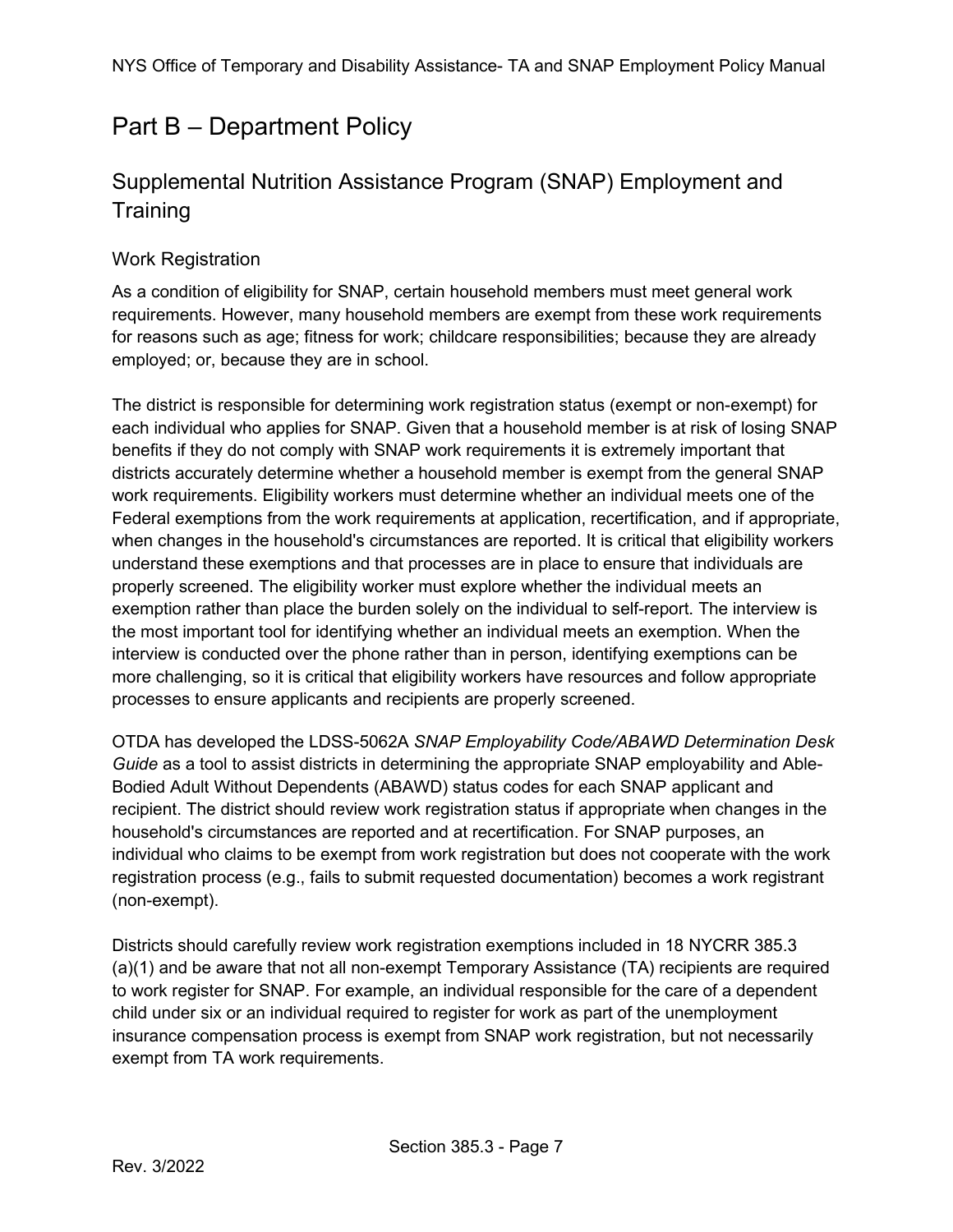# Part B – Department Policy

## Supplemental Nutrition Assistance Program (SNAP) Employment and Training

### Work Registration

As a condition of eligibility for SNAP, certain household members must meet general work requirements. However, many household members are exempt from these work requirements for reasons such as age; fitness for work; childcare responsibilities; because they are already employed; or, because they are in school.

The district is responsible for determining work registration status (exempt or non-exempt) for each individual who applies for SNAP. Given that a household member is at risk of losing SNAP benefits if they do not comply with SNAP work requirements it is extremely important that districts accurately determine whether a household member is exempt from the general SNAP work requirements. Eligibility workers must determine whether an individual meets one of the Federal exemptions from the work requirements at application, recertification, and if appropriate, when changes in the household's circumstances are reported. It is critical that eligibility workers understand these exemptions and that processes are in place to ensure that individuals are properly screened. The eligibility worker must explore whether the individual meets an exemption rather than place the burden solely on the individual to self-report. The interview is the most important tool for identifying whether an individual meets an exemption. When the interview is conducted over the phone rather than in person, identifying exemptions can be more challenging, so it is critical that eligibility workers have resources and follow appropriate processes to ensure applicants and recipients are properly screened.

OTDA has developed the LDSS-5062A *SNAP Employability Code/ABAWD Determination Desk Guide* as a tool to assist districts in determining the appropriate SNAP employability and Able-Bodied Adult Without Dependents (ABAWD) status codes for each SNAP applicant and recipient. The district should review work registration status if appropriate when changes in the household's circumstances are reported and at recertification. For SNAP purposes, an individual who claims to be exempt from work registration but does not cooperate with the work registration process (e.g., fails to submit requested documentation) becomes a work registrant (non-exempt).

Districts should carefully review work registration exemptions included in 18 NYCRR 385.3 (a)(1) and be aware that not all non-exempt Temporary Assistance (TA) recipients are required to work register for SNAP. For example, an individual responsible for the care of a dependent child under six or an individual required to register for work as part of the unemployment insurance compensation process is exempt from SNAP work registration, but not necessarily exempt from TA work requirements.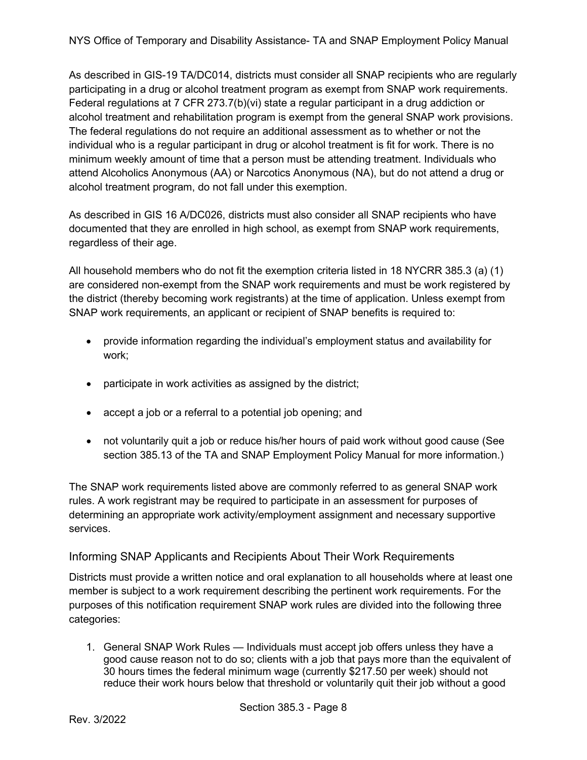As described in GIS-19 TA/DC014, districts must consider all SNAP recipients who are regularly participating in a drug or alcohol treatment program as exempt from SNAP work requirements. Federal regulations at 7 CFR 273.7(b)(vi) state a regular participant in a drug addiction or alcohol treatment and rehabilitation program is exempt from the general SNAP work provisions. The federal regulations do not require an additional assessment as to whether or not the individual who is a regular participant in drug or alcohol treatment is fit for work. There is no minimum weekly amount of time that a person must be attending treatment. Individuals who attend Alcoholics Anonymous (AA) or Narcotics Anonymous (NA), but do not attend a drug or alcohol treatment program, do not fall under this exemption.

As described in GIS 16 A/DC026, districts must also consider all SNAP recipients who have documented that they are enrolled in high school, as exempt from SNAP work requirements, regardless of their age.

All household members who do not fit the exemption criteria listed in 18 NYCRR 385.3 (a) (1) are considered non-exempt from the SNAP work requirements and must be work registered by the district (thereby becoming work registrants) at the time of application. Unless exempt from SNAP work requirements, an applicant or recipient of SNAP benefits is required to:

- provide information regarding the individual's employment status and availability for work;
- participate in work activities as assigned by the district;
- accept a job or a referral to a potential job opening; and
- not voluntarily quit a job or reduce his/her hours of paid work without good cause (See section 385.13 of the TA and SNAP Employment Policy Manual for more information.)

The SNAP work requirements listed above are commonly referred to as general SNAP work rules. A work registrant may be required to participate in an assessment for purposes of determining an appropriate work activity/employment assignment and necessary supportive services.

## Informing SNAP Applicants and Recipients About Their Work Requirements

Districts must provide a written notice and oral explanation to all households where at least one member is subject to a work requirement describing the pertinent work requirements. For the purposes of this notification requirement SNAP work rules are divided into the following three categories:

1. General SNAP Work Rules — Individuals must accept job offers unless they have a good cause reason not to do so; clients with a job that pays more than the equivalent of 30 hours times the federal minimum wage (currently $217.50 per week) should not reduce their work hours below that threshold or voluntarily quit their job without a good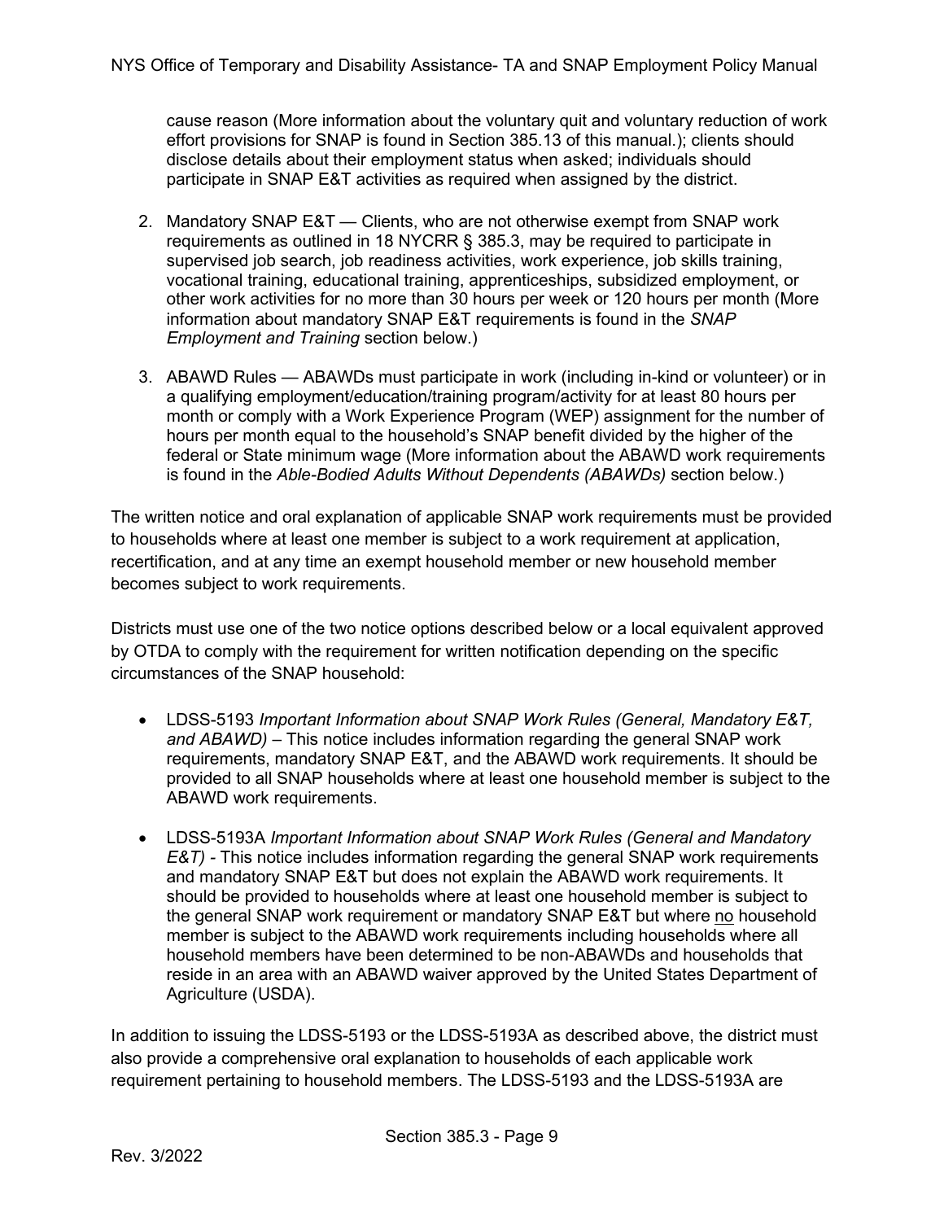cause reason (More information about the voluntary quit and voluntary reduction of work effort provisions for SNAP is found in Section 385.13 of this manual.); clients should disclose details about their employment status when asked; individuals should participate in SNAP E&T activities as required when assigned by the district.

2. Mandatory SNAP E&T — Clients, who are not otherwise exempt from SNAP work requirements as outlined in 18 NYCRR § 385.3, may be required to participate in supervised job search, job readiness activities, work experience, job skills training, vocational training, educational training, apprenticeships, subsidized employment, or other work activities for no more than 30 hours per week or 120 hours per month (More information about mandatory SNAP E&T requirements is found in the *SNAP Employment and Training* section below.)

3. ABAWD Rules — ABAWDs must participate in work (including in-kind or volunteer) or in a qualifying employment/education/training program/activity for at least 80 hours per month or comply with a Work Experience Program (WEP) assignment for the number of hours per month equal to the household's SNAP benefit divided by the higher of the federal or State minimum wage (More information about the ABAWD work requirements is found in the *Able-Bodied Adults Without Dependents (ABAWDs)* section below.)

The written notice and oral explanation of applicable SNAP work requirements must be provided to households where at least one member is subject to a work requirement at application, recertification, and at any time an exempt household member or new household member becomes subject to work requirements.

Districts must use one of the two notice options described below or a local equivalent approved by OTDA to comply with the requirement for written notification depending on the specific circumstances of the SNAP household:

- LDSS-5193 *Important Information about SNAP Work Rules (General, Mandatory E&T, and ABAWD)* – This notice includes information regarding the general SNAP work requirements, mandatory SNAP E&T, and the ABAWD work requirements. It should be provided to all SNAP households where at least one household member is subject to the ABAWD work requirements.
- LDSS-5193A *Important Information about SNAP Work Rules (General and Mandatory E&T)* - This notice includes information regarding the general SNAP work requirements and mandatory SNAP E&T but does not explain the ABAWD work requirements. It should be provided to households where at least one household member is subject to the general SNAP work requirement or mandatory SNAP E&T but where <u>no</u> household member is subject to the ABAWD work requirements including households where all household members have been determined to be non-ABAWDs and households that reside in an area with an ABAWD waiver approved by the United States Department of Agriculture (USDA).

In addition to issuing the LDSS-5193 or the LDSS-5193A as described above, the district must also provide a comprehensive oral explanation to households of each applicable work requirement pertaining to household members. The LDSS-5193 and the LDSS-5193A are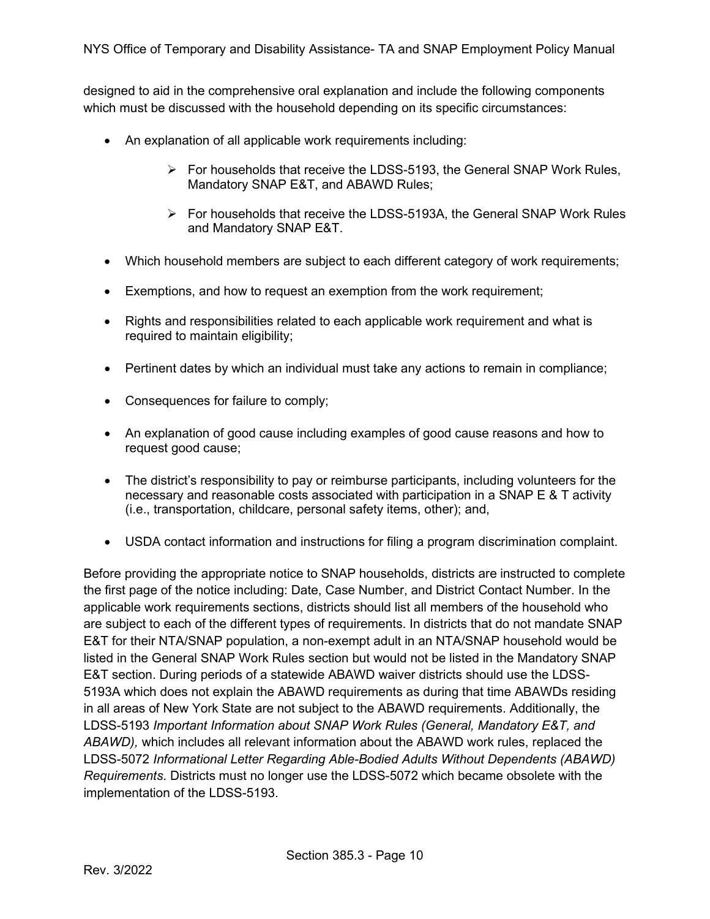designed to aid in the comprehensive oral explanation and include the following components which must be discussed with the household depending on its specific circumstances:

- An explanation of all applicable work requirements including:
  - For households that receive the LDSS-5193, the General SNAP Work Rules, Mandatory SNAP E&T, and ABAWD Rules;
  - For households that receive the LDSS-5193A, the General SNAP Work Rules and Mandatory SNAP E&T.
- Which household members are subject to each different category of work requirements;
- Exemptions, and how to request an exemption from the work requirement;
- Rights and responsibilities related to each applicable work requirement and what is required to maintain eligibility;
- Pertinent dates by which an individual must take any actions to remain in compliance;
- Consequences for failure to comply;
- An explanation of good cause including examples of good cause reasons and how to request good cause;
- The district's responsibility to pay or reimburse participants, including volunteers for the necessary and reasonable costs associated with participation in a SNAP E & T activity (i.e., transportation, childcare, personal safety items, other); and,
- USDA contact information and instructions for filing a program discrimination complaint.

Before providing the appropriate notice to SNAP households, districts are instructed to complete the first page of the notice including: Date, Case Number, and District Contact Number. In the applicable work requirements sections, districts should list all members of the household who are subject to each of the different types of requirements. In districts that do not mandate SNAP E&T for their NTA/SNAP population, a non-exempt adult in an NTA/SNAP household would be listed in the General SNAP Work Rules section but would not be listed in the Mandatory SNAP E&T section. During periods of a statewide ABAWD waiver districts should use the LDSS-5193A which does not explain the ABAWD requirements as during that time ABAWDs residing in all areas of New York State are not subject to the ABAWD requirements. Additionally, the LDSS-5193 *Important Information about SNAP Work Rules (General, Mandatory E&T, and ABAWD),* which includes all relevant information about the ABAWD work rules, replaced the LDSS-5072 *Informational Letter Regarding Able-Bodied Adults Without Dependents (ABAWD) Requirements*. Districts must no longer use the LDSS-5072 which became obsolete with the implementation of the LDSS-5193.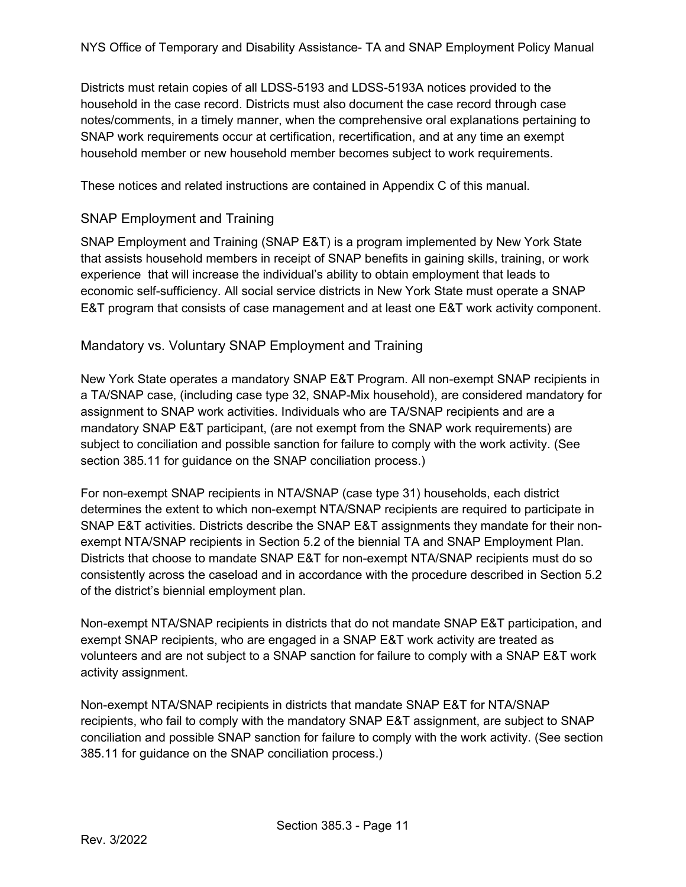Districts must retain copies of all LDSS-5193 and LDSS-5193A notices provided to the household in the case record. Districts must also document the case record through case notes/comments, in a timely manner, when the comprehensive oral explanations pertaining to SNAP work requirements occur at certification, recertification, and at any time an exempt household member or new household member becomes subject to work requirements.

These notices and related instructions are contained in Appendix C of this manual.

## SNAP Employment and Training

SNAP Employment and Training (SNAP E&T) is a program implemented by New York State that assists household members in receipt of SNAP benefits in gaining skills, training, or work experience that will increase the individual's ability to obtain employment that leads to economic self-sufficiency. All social service districts in New York State must operate a SNAP E&T program that consists of case management and at least one E&T work activity component.

## Mandatory vs. Voluntary SNAP Employment and Training

New York State operates a mandatory SNAP E&T Program. All non-exempt SNAP recipients in a TA/SNAP case, (including case type 32, SNAP-Mix household), are considered mandatory for assignment to SNAP work activities. Individuals who are TA/SNAP recipients and are a mandatory SNAP E&T participant, (are not exempt from the SNAP work requirements) are subject to conciliation and possible sanction for failure to comply with the work activity. (See section 385.11 for guidance on the SNAP conciliation process.)

For non-exempt SNAP recipients in NTA/SNAP (case type 31) households, each district determines the extent to which non-exempt NTA/SNAP recipients are required to participate in SNAP E&T activities. Districts describe the SNAP E&T assignments they mandate for their non-exempt NTA/SNAP recipients in Section 5.2 of the biennial TA and SNAP Employment Plan. Districts that choose to mandate SNAP E&T for non-exempt NTA/SNAP recipients must do so consistently across the caseload and in accordance with the procedure described in Section 5.2 of the district's biennial employment plan.

Non-exempt NTA/SNAP recipients in districts that do not mandate SNAP E&T participation, and exempt SNAP recipients, who are engaged in a SNAP E&T work activity are treated as volunteers and are not subject to a SNAP sanction for failure to comply with a SNAP E&T work activity assignment.

Non-exempt NTA/SNAP recipients in districts that mandate SNAP E&T for NTA/SNAP recipients, who fail to comply with the mandatory SNAP E&T assignment, are subject to SNAP conciliation and possible SNAP sanction for failure to comply with the work activity. (See section 385.11 for guidance on the SNAP conciliation process.)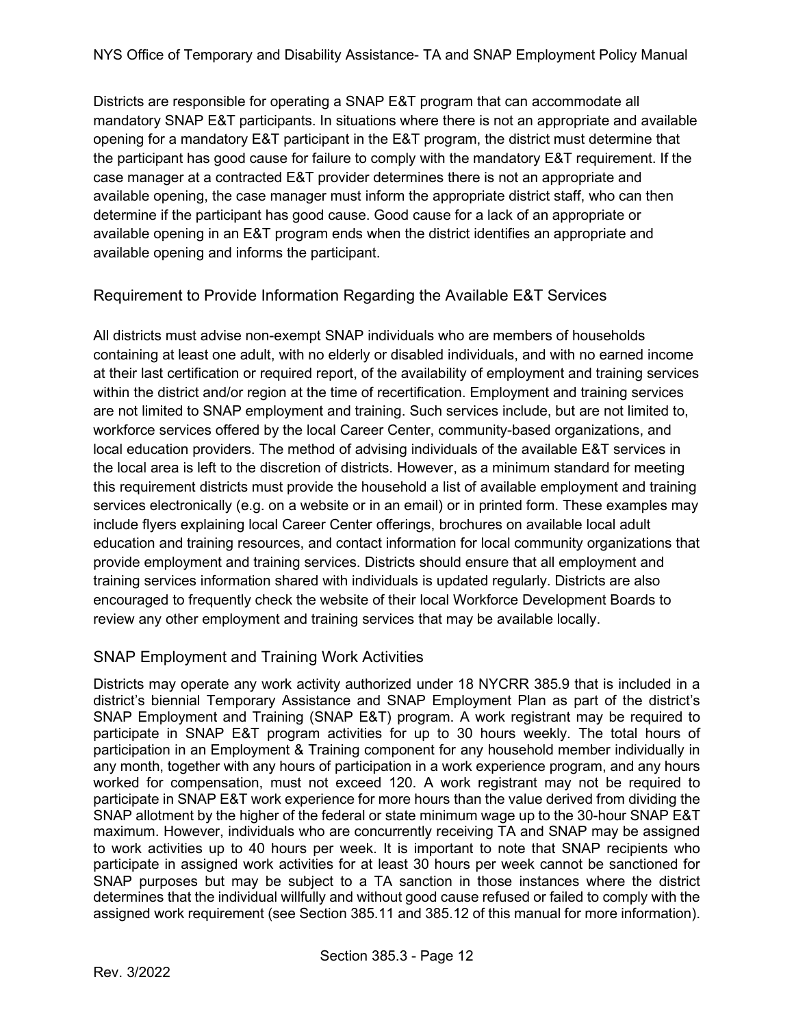Districts are responsible for operating a SNAP E&T program that can accommodate all mandatory SNAP E&T participants. In situations where there is not an appropriate and available opening for a mandatory E&T participant in the E&T program, the district must determine that the participant has good cause for failure to comply with the mandatory E&T requirement. If the case manager at a contracted E&T provider determines there is not an appropriate and available opening, the case manager must inform the appropriate district staff, who can then determine if the participant has good cause. Good cause for a lack of an appropriate or available opening in an E&T program ends when the district identifies an appropriate and available opening and informs the participant.

## Requirement to Provide Information Regarding the Available E&T Services

All districts must advise non-exempt SNAP individuals who are members of households containing at least one adult, with no elderly or disabled individuals, and with no earned income at their last certification or required report, of the availability of employment and training services within the district and/or region at the time of recertification. Employment and training services are not limited to SNAP employment and training. Such services include, but are not limited to, workforce services offered by the local Career Center, community-based organizations, and local education providers. The method of advising individuals of the available E&T services in the local area is left to the discretion of districts. However, as a minimum standard for meeting this requirement districts must provide the household a list of available employment and training services electronically (e.g. on a website or in an email) or in printed form. These examples may include flyers explaining local Career Center offerings, brochures on available local adult education and training resources, and contact information for local community organizations that provide employment and training services. Districts should ensure that all employment and training services information shared with individuals is updated regularly. Districts are also encouraged to frequently check the website of their local Workforce Development Boards to review any other employment and training services that may be available locally.

## SNAP Employment and Training Work Activities

Districts may operate any work activity authorized under 18 NYCRR 385.9 that is included in a district's biennial Temporary Assistance and SNAP Employment Plan as part of the district's SNAP Employment and Training (SNAP E&T) program. A work registrant may be required to participate in SNAP E&T program activities for up to 30 hours weekly. The total hours of participation in an Employment & Training component for any household member individually in any month, together with any hours of participation in a work experience program, and any hours worked for compensation, must not exceed 120. A work registrant may not be required to participate in SNAP E&T work experience for more hours than the value derived from dividing the SNAP allotment by the higher of the federal or state minimum wage up to the 30-hour SNAP E&T maximum. However, individuals who are concurrently receiving TA and SNAP may be assigned to work activities up to 40 hours per week. It is important to note that SNAP recipients who participate in assigned work activities for at least 30 hours per week cannot be sanctioned for SNAP purposes but may be subject to a TA sanction in those instances where the district determines that the individual willfully and without good cause refused or failed to comply with the assigned work requirement (see Section 385.11 and 385.12 of this manual for more information).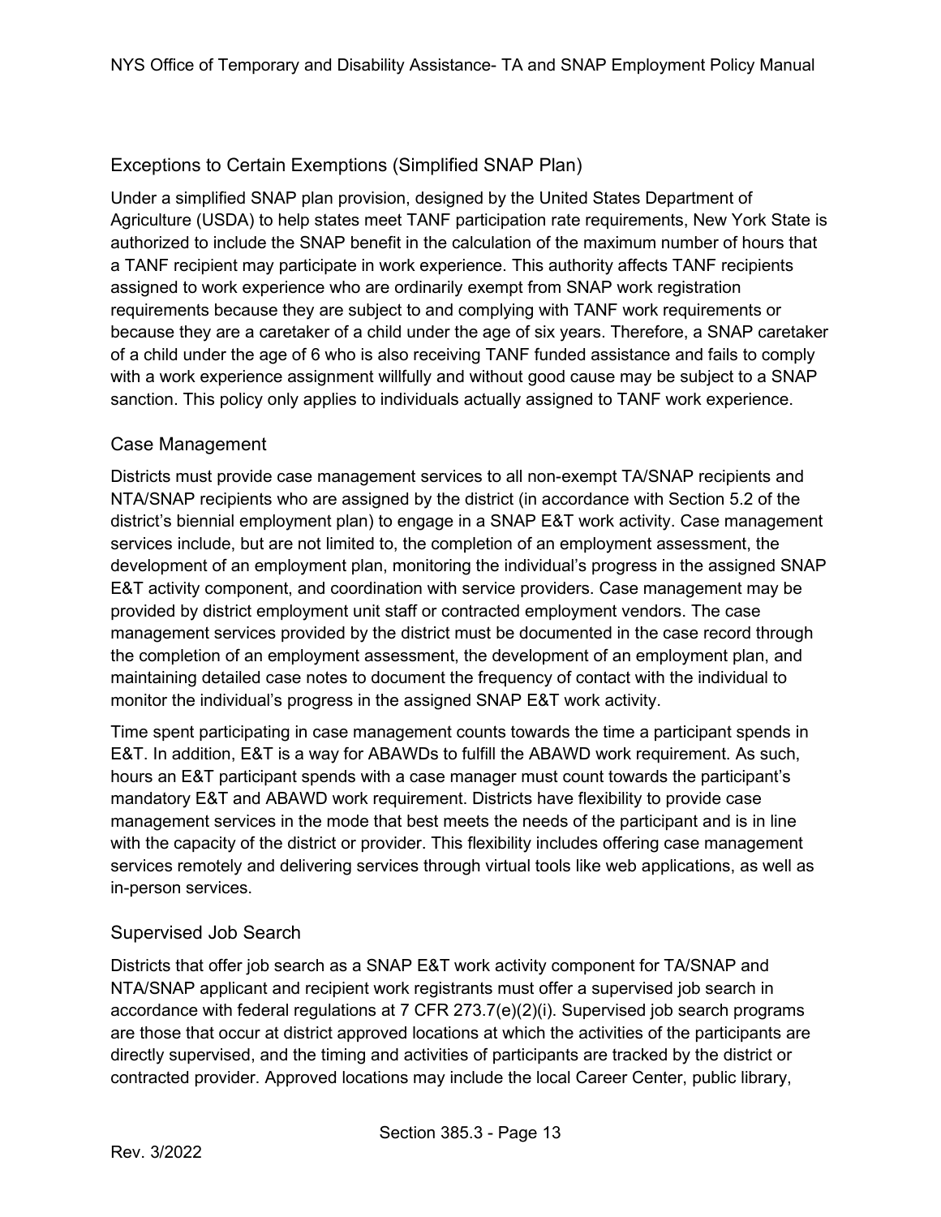## Exceptions to Certain Exemptions (Simplified SNAP Plan)

Under a simplified SNAP plan provision, designed by the United States Department of Agriculture (USDA) to help states meet TANF participation rate requirements, New York State is authorized to include the SNAP benefit in the calculation of the maximum number of hours that a TANF recipient may participate in work experience. This authority affects TANF recipients assigned to work experience who are ordinarily exempt from SNAP work registration requirements because they are subject to and complying with TANF work requirements or because they are a caretaker of a child under the age of six years. Therefore, a SNAP caretaker of a child under the age of 6 who is also receiving TANF funded assistance and fails to comply with a work experience assignment willfully and without good cause may be subject to a SNAP sanction. This policy only applies to individuals actually assigned to TANF work experience.

## Case Management

Districts must provide case management services to all non-exempt TA/SNAP recipients and NTA/SNAP recipients who are assigned by the district (in accordance with Section 5.2 of the district's biennial employment plan) to engage in a SNAP E&T work activity. Case management services include, but are not limited to, the completion of an employment assessment, the development of an employment plan, monitoring the individual's progress in the assigned SNAP E&T activity component, and coordination with service providers. Case management may be provided by district employment unit staff or contracted employment vendors. The case management services provided by the district must be documented in the case record through the completion of an employment assessment, the development of an employment plan, and maintaining detailed case notes to document the frequency of contact with the individual to monitor the individual's progress in the assigned SNAP E&T work activity.

Time spent participating in case management counts towards the time a participant spends in E&T. In addition, E&T is a way for ABAWDs to fulfill the ABAWD work requirement. As such, hours an E&T participant spends with a case manager must count towards the participant's mandatory E&T and ABAWD work requirement. Districts have flexibility to provide case management services in the mode that best meets the needs of the participant and is in line with the capacity of the district or provider. This flexibility includes offering case management services remotely and delivering services through virtual tools like web applications, as well as in-person services.

## Supervised Job Search

Districts that offer job search as a SNAP E&T work activity component for TA/SNAP and NTA/SNAP applicant and recipient work registrants must offer a supervised job search in accordance with federal regulations at 7 CFR 273.7(e)(2)(i). Supervised job search programs are those that occur at district approved locations at which the activities of the participants are directly supervised, and the timing and activities of participants are tracked by the district or contracted provider. Approved locations may include the local Career Center, public library,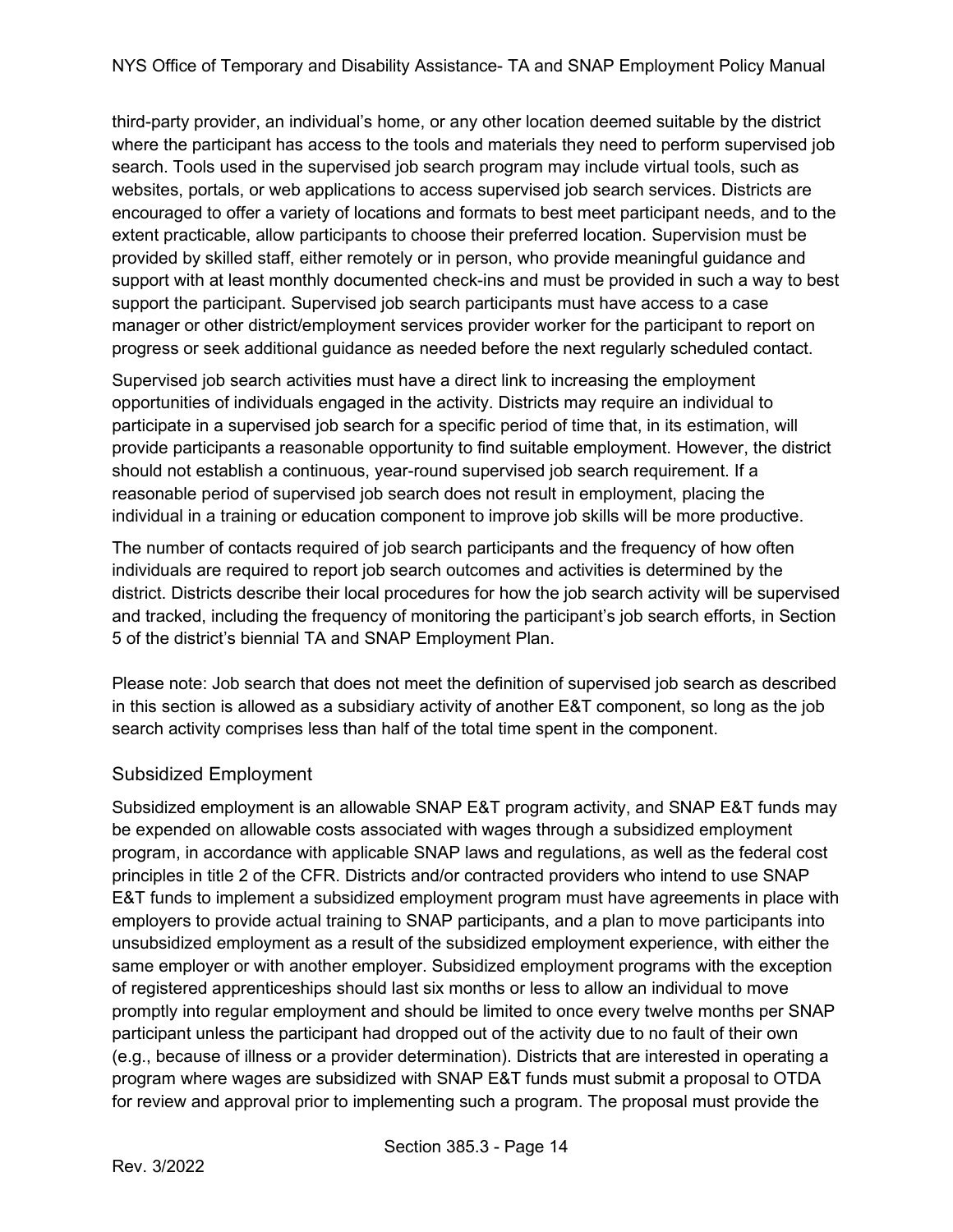third-party provider, an individual's home, or any other location deemed suitable by the district where the participant has access to the tools and materials they need to perform supervised job search. Tools used in the supervised job search program may include virtual tools, such as websites, portals, or web applications to access supervised job search services. Districts are encouraged to offer a variety of locations and formats to best meet participant needs, and to the extent practicable, allow participants to choose their preferred location. Supervision must be provided by skilled staff, either remotely or in person, who provide meaningful guidance and support with at least monthly documented check-ins and must be provided in such a way to best support the participant. Supervised job search participants must have access to a case manager or other district/employment services provider worker for the participant to report on progress or seek additional guidance as needed before the next regularly scheduled contact.

Supervised job search activities must have a direct link to increasing the employment opportunities of individuals engaged in the activity. Districts may require an individual to participate in a supervised job search for a specific period of time that, in its estimation, will provide participants a reasonable opportunity to find suitable employment. However, the district should not establish a continuous, year-round supervised job search requirement. If a reasonable period of supervised job search does not result in employment, placing the individual in a training or education component to improve job skills will be more productive.

The number of contacts required of job search participants and the frequency of how often individuals are required to report job search outcomes and activities is determined by the district. Districts describe their local procedures for how the job search activity will be supervised and tracked, including the frequency of monitoring the participant's job search efforts, in Section 5 of the district's biennial TA and SNAP Employment Plan.

Please note: Job search that does not meet the definition of supervised job search as described in this section is allowed as a subsidiary activity of another E&T component, so long as the job search activity comprises less than half of the total time spent in the component.

### Subsidized Employment

Subsidized employment is an allowable SNAP E&T program activity, and SNAP E&T funds may be expended on allowable costs associated with wages through a subsidized employment program, in accordance with applicable SNAP laws and regulations, as well as the federal cost principles in title 2 of the CFR. Districts and/or contracted providers who intend to use SNAP E&T funds to implement a subsidized employment program must have agreements in place with employers to provide actual training to SNAP participants, and a plan to move participants into unsubsidized employment as a result of the subsidized employment experience, with either the same employer or with another employer. Subsidized employment programs with the exception of registered apprenticeships should last six months or less to allow an individual to move promptly into regular employment and should be limited to once every twelve months per SNAP participant unless the participant had dropped out of the activity due to no fault of their own (e.g., because of illness or a provider determination). Districts that are interested in operating a program where wages are subsidized with SNAP E&T funds must submit a proposal to OTDA for review and approval prior to implementing such a program. The proposal must provide the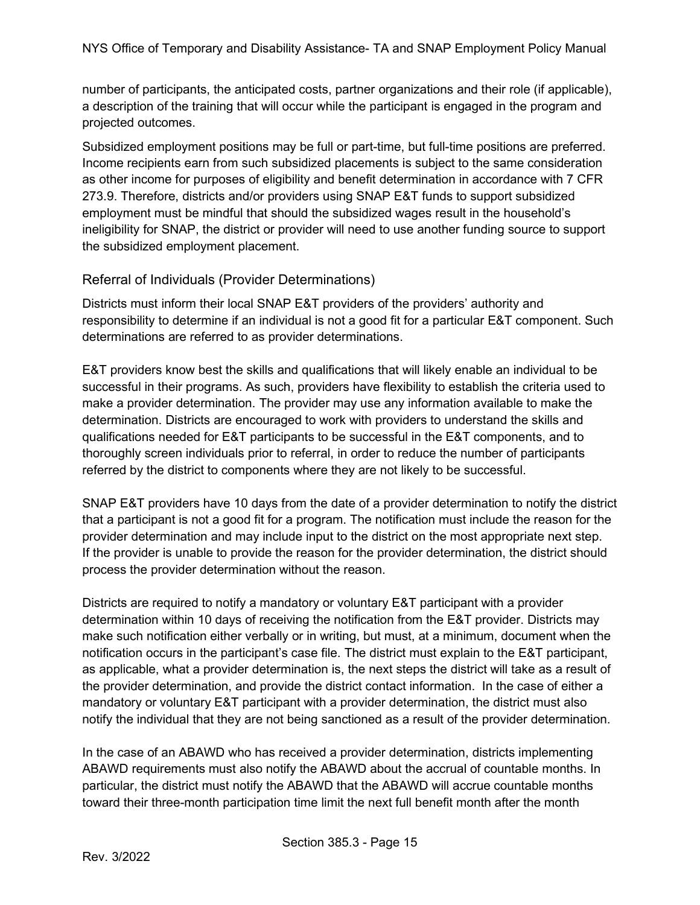number of participants, the anticipated costs, partner organizations and their role (if applicable), a description of the training that will occur while the participant is engaged in the program and projected outcomes.

Subsidized employment positions may be full or part-time, but full-time positions are preferred. Income recipients earn from such subsidized placements is subject to the same consideration as other income for purposes of eligibility and benefit determination in accordance with 7 CFR 273.9. Therefore, districts and/or providers using SNAP E&T funds to support subsidized employment must be mindful that should the subsidized wages result in the household's ineligibility for SNAP, the district or provider will need to use another funding source to support the subsidized employment placement.

## Referral of Individuals (Provider Determinations)

Districts must inform their local SNAP E&T providers of the providers' authority and responsibility to determine if an individual is not a good fit for a particular E&T component. Such determinations are referred to as provider determinations.

E&T providers know best the skills and qualifications that will likely enable an individual to be successful in their programs. As such, providers have flexibility to establish the criteria used to make a provider determination. The provider may use any information available to make the determination. Districts are encouraged to work with providers to understand the skills and qualifications needed for E&T participants to be successful in the E&T components, and to thoroughly screen individuals prior to referral, in order to reduce the number of participants referred by the district to components where they are not likely to be successful.

SNAP E&T providers have 10 days from the date of a provider determination to notify the district that a participant is not a good fit for a program. The notification must include the reason for the provider determination and may include input to the district on the most appropriate next step. If the provider is unable to provide the reason for the provider determination, the district should process the provider determination without the reason.

Districts are required to notify a mandatory or voluntary E&T participant with a provider determination within 10 days of receiving the notification from the E&T provider. Districts may make such notification either verbally or in writing, but must, at a minimum, document when the notification occurs in the participant's case file. The district must explain to the E&T participant, as applicable, what a provider determination is, the next steps the district will take as a result of the provider determination, and provide the district contact information. In the case of either a mandatory or voluntary E&T participant with a provider determination, the district must also notify the individual that they are not being sanctioned as a result of the provider determination.

In the case of an ABAWD who has received a provider determination, districts implementing ABAWD requirements must also notify the ABAWD about the accrual of countable months. In particular, the district must notify the ABAWD that the ABAWD will accrue countable months toward their three-month participation time limit the next full benefit month after the month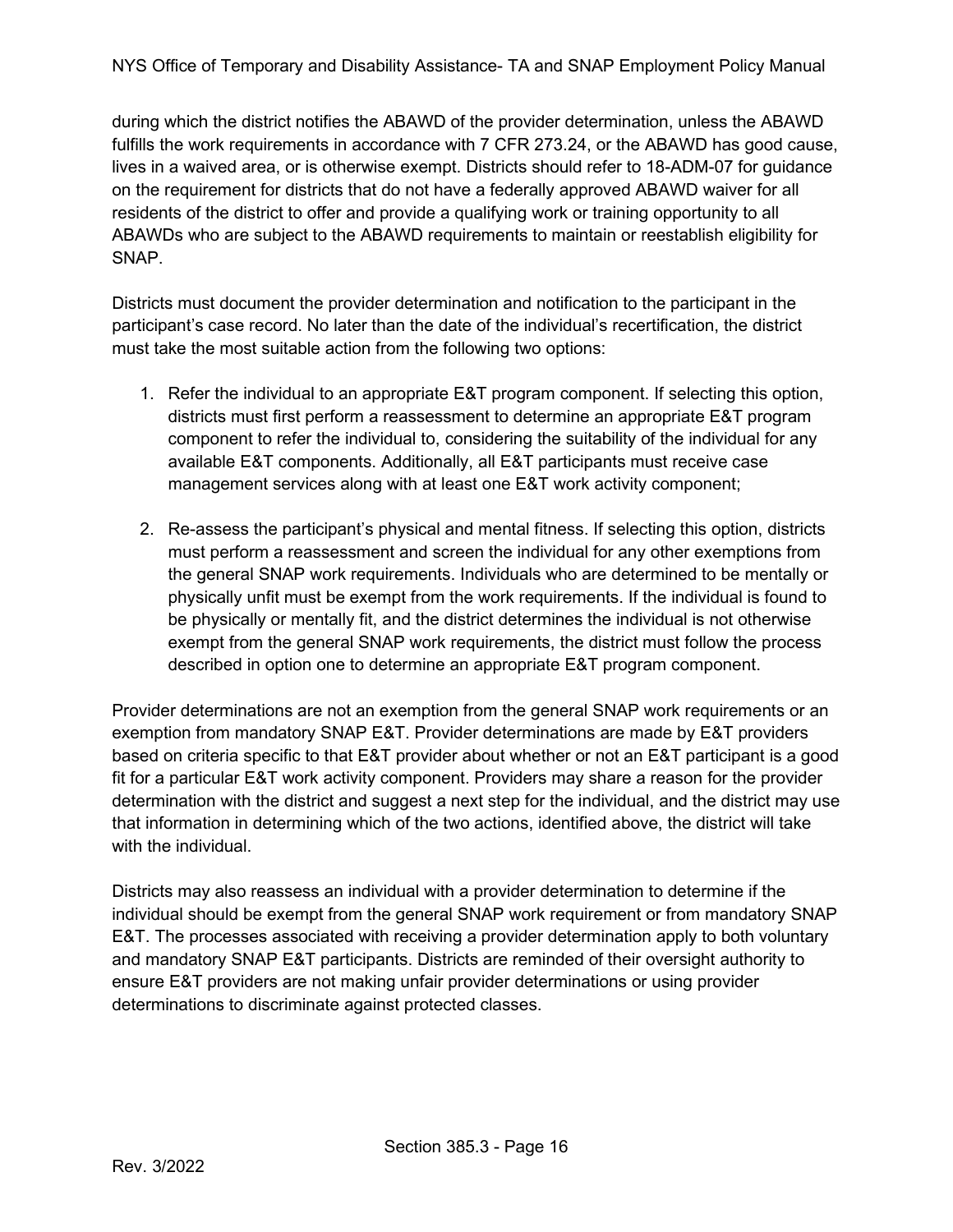during which the district notifies the ABAWD of the provider determination, unless the ABAWD fulfills the work requirements in accordance with 7 CFR 273.24, or the ABAWD has good cause, lives in a waived area, or is otherwise exempt. Districts should refer to 18-ADM-07 for guidance on the requirement for districts that do not have a federally approved ABAWD waiver for all residents of the district to offer and provide a qualifying work or training opportunity to all ABAWDs who are subject to the ABAWD requirements to maintain or reestablish eligibility for SNAP.

Districts must document the provider determination and notification to the participant in the participant's case record. No later than the date of the individual's recertification, the district must take the most suitable action from the following two options:

1. Refer the individual to an appropriate E&T program component. If selecting this option, districts must first perform a reassessment to determine an appropriate E&T program component to refer the individual to, considering the suitability of the individual for any available E&T components. Additionally, all E&T participants must receive case management services along with at least one E&T work activity component;

2. Re-assess the participant's physical and mental fitness. If selecting this option, districts must perform a reassessment and screen the individual for any other exemptions from the general SNAP work requirements. Individuals who are determined to be mentally or physically unfit must be exempt from the work requirements. If the individual is found to be physically or mentally fit, and the district determines the individual is not otherwise exempt from the general SNAP work requirements, the district must follow the process described in option one to determine an appropriate E&T program component.

Provider determinations are not an exemption from the general SNAP work requirements or an exemption from mandatory SNAP E&T. Provider determinations are made by E&T providers based on criteria specific to that E&T provider about whether or not an E&T participant is a good fit for a particular E&T work activity component. Providers may share a reason for the provider determination with the district and suggest a next step for the individual, and the district may use that information in determining which of the two actions, identified above, the district will take with the individual.

Districts may also reassess an individual with a provider determination to determine if the individual should be exempt from the general SNAP work requirement or from mandatory SNAP E&T. The processes associated with receiving a provider determination apply to both voluntary and mandatory SNAP E&T participants. Districts are reminded of their oversight authority to ensure E&T providers are not making unfair provider determinations or using provider determinations to discriminate against protected classes.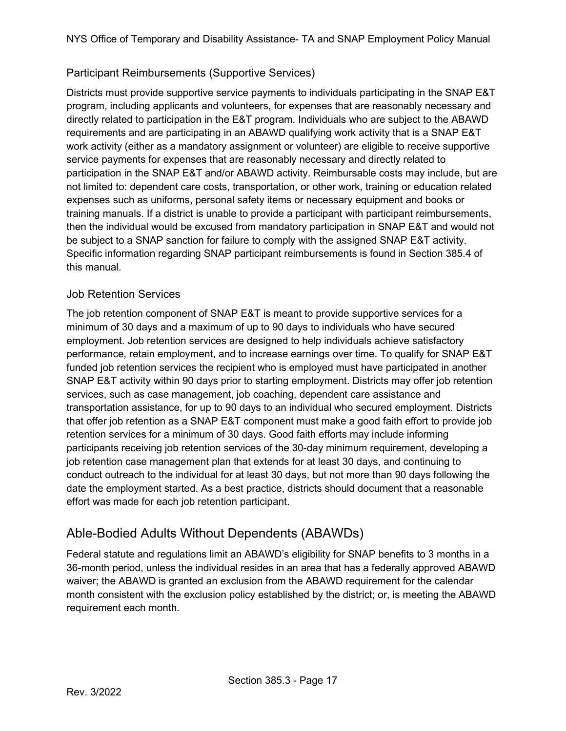### Participant Reimbursements (Supportive Services)

Districts must provide supportive service payments to individuals participating in the SNAP E&T program, including applicants and volunteers, for expenses that are reasonably necessary and directly related to participation in the E&T program. Individuals who are subject to the ABAWD requirements and are participating in an ABAWD qualifying work activity that is a SNAP E&T work activity (either as a mandatory assignment or volunteer) are eligible to receive supportive service payments for expenses that are reasonably necessary and directly related to participation in the SNAP E&T and/or ABAWD activity. Reimbursable costs may include, but are not limited to: dependent care costs, transportation, or other work, training or education related expenses such as uniforms, personal safety items or necessary equipment and books or training manuals. If a district is unable to provide a participant with participant reimbursements, then the individual would be excused from mandatory participation in SNAP E&T and would not be subject to a SNAP sanction for failure to comply with the assigned SNAP E&T activity. Specific information regarding SNAP participant reimbursements is found in Section 385.4 of this manual.

### Job Retention Services

The job retention component of SNAP E&T is meant to provide supportive services for a minimum of 30 days and a maximum of up to 90 days to individuals who have secured employment. Job retention services are designed to help individuals achieve satisfactory performance, retain employment, and to increase earnings over time. To qualify for SNAP E&T funded job retention services the recipient who is employed must have participated in another SNAP E&T activity within 90 days prior to starting employment. Districts may offer job retention services, such as case management, job coaching, dependent care assistance and transportation assistance, for up to 90 days to an individual who secured employment. Districts that offer job retention as a SNAP E&T component must make a good faith effort to provide job retention services for a minimum of 30 days. Good faith efforts may include informing participants receiving job retention services of the 30-day minimum requirement, developing a job retention case management plan that extends for at least 30 days, and continuing to conduct outreach to the individual for at least 30 days, but not more than 90 days following the date the employment started. As a best practice, districts should document that a reasonable effort was made for each job retention participant.

## Able-Bodied Adults Without Dependents (ABAWDs)

Federal statute and regulations limit an ABAWD's eligibility for SNAP benefits to 3 months in a 36-month period, unless the individual resides in an area that has a federally approved ABAWD waiver; the ABAWD is granted an exclusion from the ABAWD requirement for the calendar month consistent with the exclusion policy established by the district; or, is meeting the ABAWD requirement each month.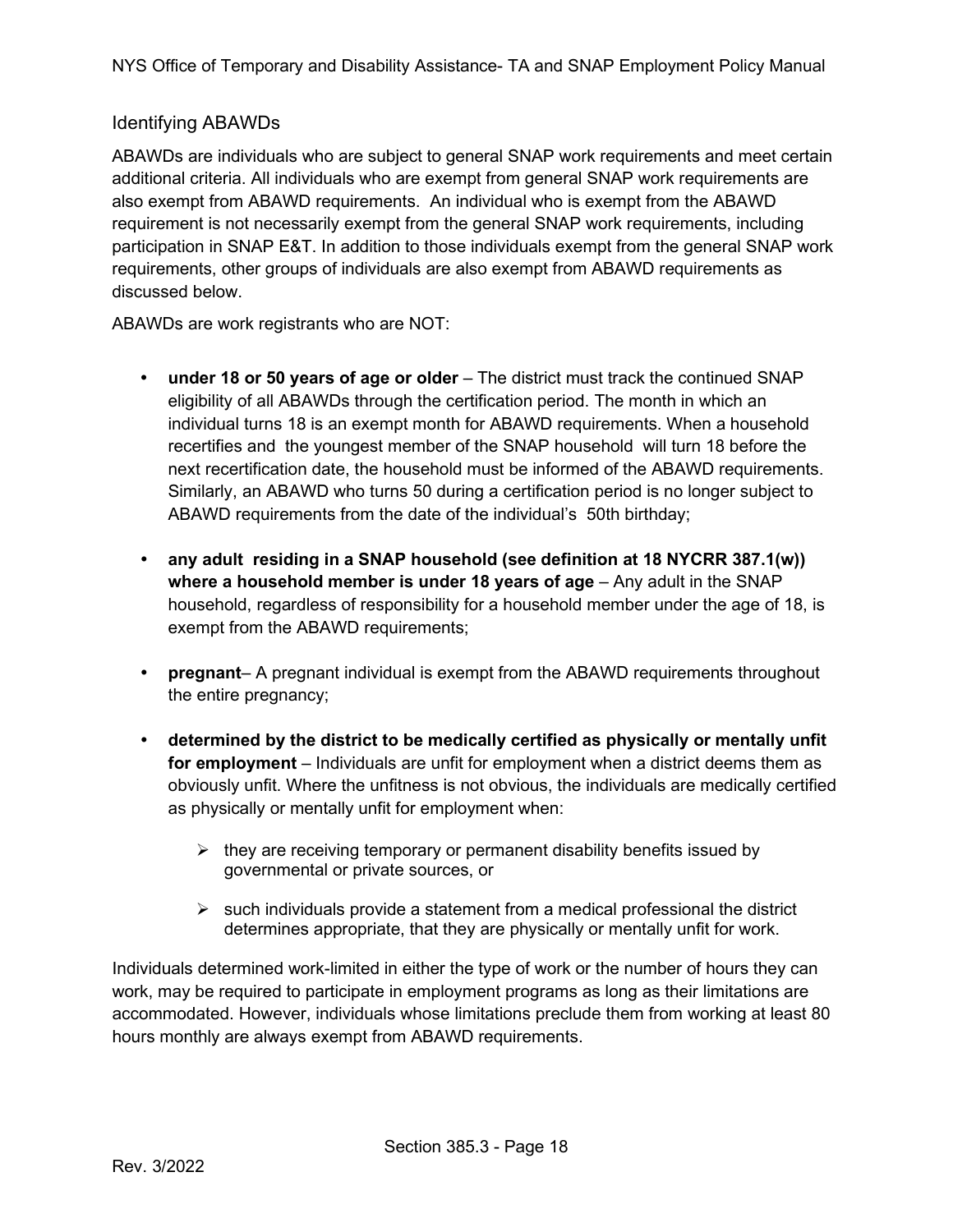## Identifying ABAWDs

ABAWDs are individuals who are subject to general SNAP work requirements and meet certain additional criteria. All individuals who are exempt from general SNAP work requirements are also exempt from ABAWD requirements. An individual who is exempt from the ABAWD requirement is not necessarily exempt from the general SNAP work requirements, including participation in SNAP E&T. In addition to those individuals exempt from the general SNAP work requirements, other groups of individuals are also exempt from ABAWD requirements as discussed below.

ABAWDs are work registrants who are NOT:

- **under 18 or 50 years of age or older** – The district must track the continued SNAP eligibility of all ABAWDs through the certification period. The month in which an individual turns 18 is an exempt month for ABAWD requirements. When a household recertifies and the youngest member of the SNAP household will turn 18 before the next recertification date, the household must be informed of the ABAWD requirements. Similarly, an ABAWD who turns 50 during a certification period is no longer subject to ABAWD requirements from the date of the individual's 50th birthday;

- **any adult residing in a SNAP household (see definition at 18 NYCRR 387.1(w)) where a household member is under 18 years of age** – Any adult in the SNAP household, regardless of responsibility for a household member under the age of 18, is exempt from the ABAWD requirements;

- **pregnant**– A pregnant individual is exempt from the ABAWD requirements throughout the entire pregnancy;

- **determined by the district to be medically certified as physically or mentally unfit for employment** – Individuals are unfit for employment when a district deems them as obviously unfit. Where the unfitness is not obvious, the individuals are medically certified as physically or mentally unfit for employment when:

  - they are receiving temporary or permanent disability benefits issued by governmental or private sources, or

  - such individuals provide a statement from a medical professional the district determines appropriate, that they are physically or mentally unfit for work.

Individuals determined work-limited in either the type of work or the number of hours they can work, may be required to participate in employment programs as long as their limitations are accommodated. However, individuals whose limitations preclude them from working at least 80 hours monthly are always exempt from ABAWD requirements.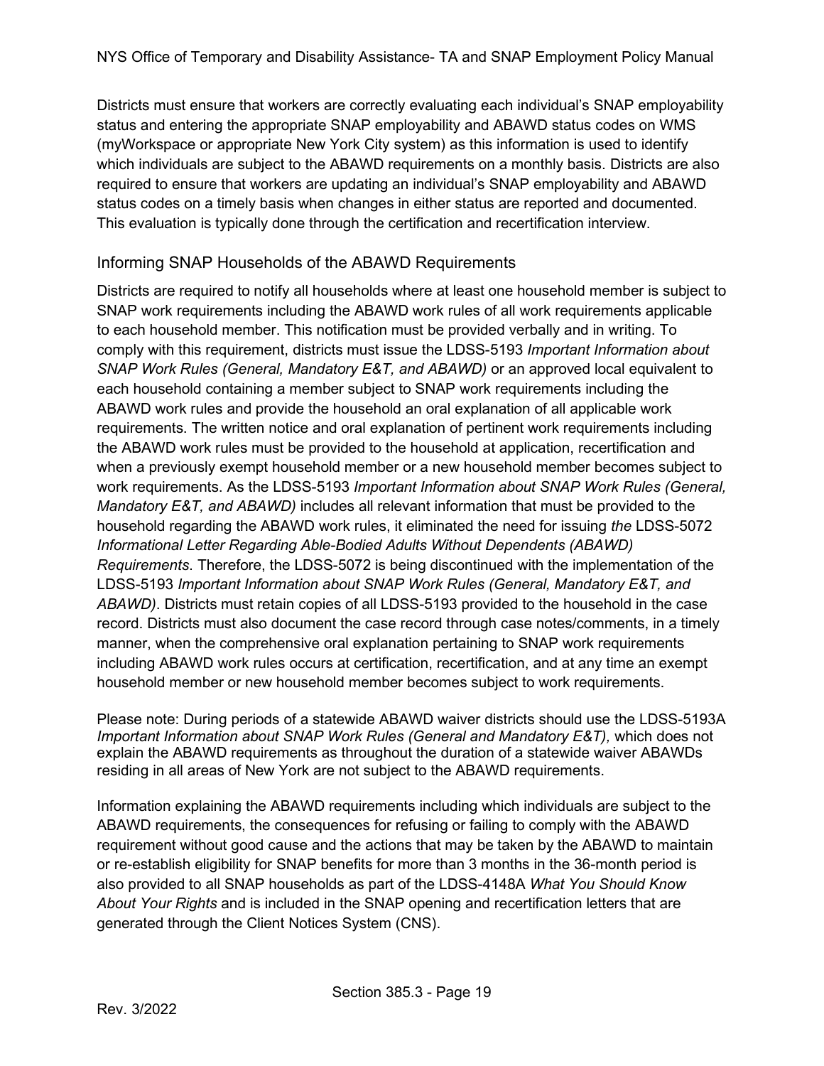Districts must ensure that workers are correctly evaluating each individual's SNAP employability status and entering the appropriate SNAP employability and ABAWD status codes on WMS (myWorkspace or appropriate New York City system) as this information is used to identify which individuals are subject to the ABAWD requirements on a monthly basis. Districts are also required to ensure that workers are updating an individual's SNAP employability and ABAWD status codes on a timely basis when changes in either status are reported and documented. This evaluation is typically done through the certification and recertification interview.

## Informing SNAP Households of the ABAWD Requirements

Districts are required to notify all households where at least one household member is subject to SNAP work requirements including the ABAWD work rules of all work requirements applicable to each household member. This notification must be provided verbally and in writing. To comply with this requirement, districts must issue the LDSS-5193 *Important Information about SNAP Work Rules (General, Mandatory E&T, and ABAWD)* or an approved local equivalent to each household containing a member subject to SNAP work requirements including the ABAWD work rules and provide the household an oral explanation of all applicable work requirements. The written notice and oral explanation of pertinent work requirements including the ABAWD work rules must be provided to the household at application, recertification and when a previously exempt household member or a new household member becomes subject to work requirements. As the LDSS-5193 *Important Information about SNAP Work Rules (General, Mandatory E&T, and ABAWD)* includes all relevant information that must be provided to the household regarding the ABAWD work rules, it eliminated the need for issuing *the* LDSS-5072 *Informational Letter Regarding Able-Bodied Adults Without Dependents (ABAWD) Requirements*. Therefore, the LDSS-5072 is being discontinued with the implementation of the LDSS-5193 *Important Information about SNAP Work Rules (General, Mandatory E&T, and ABAWD)*. Districts must retain copies of all LDSS-5193 provided to the household in the case record. Districts must also document the case record through case notes/comments, in a timely manner, when the comprehensive oral explanation pertaining to SNAP work requirements including ABAWD work rules occurs at certification, recertification, and at any time an exempt household member or new household member becomes subject to work requirements.

Please note: During periods of a statewide ABAWD waiver districts should use the LDSS-5193A *Important Information about SNAP Work Rules (General and Mandatory E&T),* which does not explain the ABAWD requirements as throughout the duration of a statewide waiver ABAWDs residing in all areas of New York are not subject to the ABAWD requirements.

Information explaining the ABAWD requirements including which individuals are subject to the ABAWD requirements, the consequences for refusing or failing to comply with the ABAWD requirement without good cause and the actions that may be taken by the ABAWD to maintain or re-establish eligibility for SNAP benefits for more than 3 months in the 36-month period is also provided to all SNAP households as part of the LDSS-4148A *What You Should Know About Your Rights* and is included in the SNAP opening and recertification letters that are generated through the Client Notices System (CNS).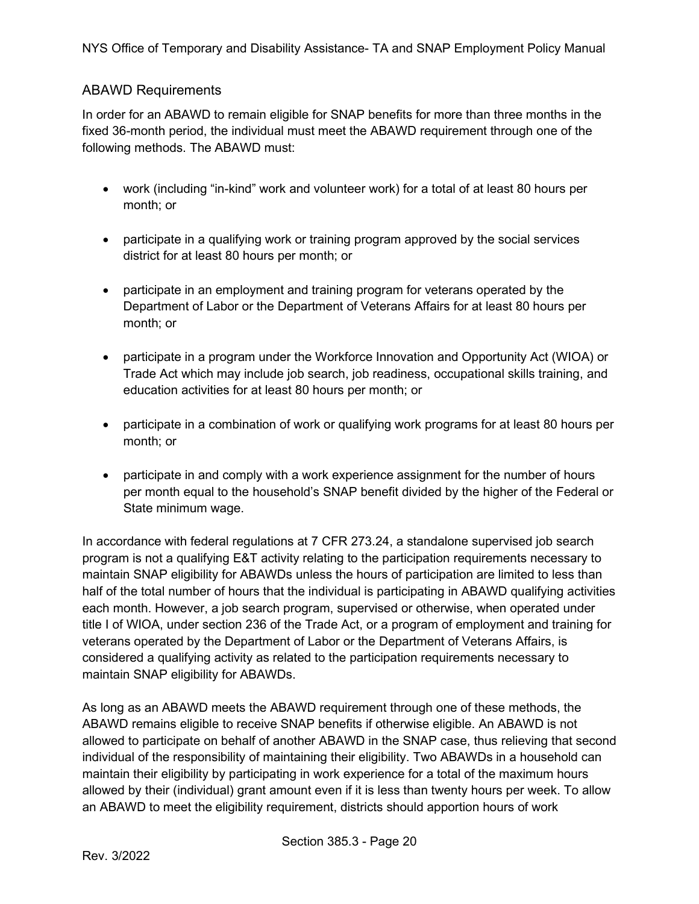## ABAWD Requirements

In order for an ABAWD to remain eligible for SNAP benefits for more than three months in the fixed 36-month period, the individual must meet the ABAWD requirement through one of the following methods. The ABAWD must:

- work (including "in-kind" work and volunteer work) for a total of at least 80 hours per month; or
- participate in a qualifying work or training program approved by the social services district for at least 80 hours per month; or
- participate in an employment and training program for veterans operated by the Department of Labor or the Department of Veterans Affairs for at least 80 hours per month; or
- participate in a program under the Workforce Innovation and Opportunity Act (WIOA) or Trade Act which may include job search, job readiness, occupational skills training, and education activities for at least 80 hours per month; or
- participate in a combination of work or qualifying work programs for at least 80 hours per month; or
- participate in and comply with a work experience assignment for the number of hours per month equal to the household's SNAP benefit divided by the higher of the Federal or State minimum wage.

In accordance with federal regulations at 7 CFR 273.24, a standalone supervised job search program is not a qualifying E&T activity relating to the participation requirements necessary to maintain SNAP eligibility for ABAWDs unless the hours of participation are limited to less than half of the total number of hours that the individual is participating in ABAWD qualifying activities each month. However, a job search program, supervised or otherwise, when operated under title I of WIOA, under section 236 of the Trade Act, or a program of employment and training for veterans operated by the Department of Labor or the Department of Veterans Affairs, is considered a qualifying activity as related to the participation requirements necessary to maintain SNAP eligibility for ABAWDs.

As long as an ABAWD meets the ABAWD requirement through one of these methods, the ABAWD remains eligible to receive SNAP benefits if otherwise eligible. An ABAWD is not allowed to participate on behalf of another ABAWD in the SNAP case, thus relieving that second individual of the responsibility of maintaining their eligibility. Two ABAWDs in a household can maintain their eligibility by participating in work experience for a total of the maximum hours allowed by their (individual) grant amount even if it is less than twenty hours per week. To allow an ABAWD to meet the eligibility requirement, districts should apportion hours of work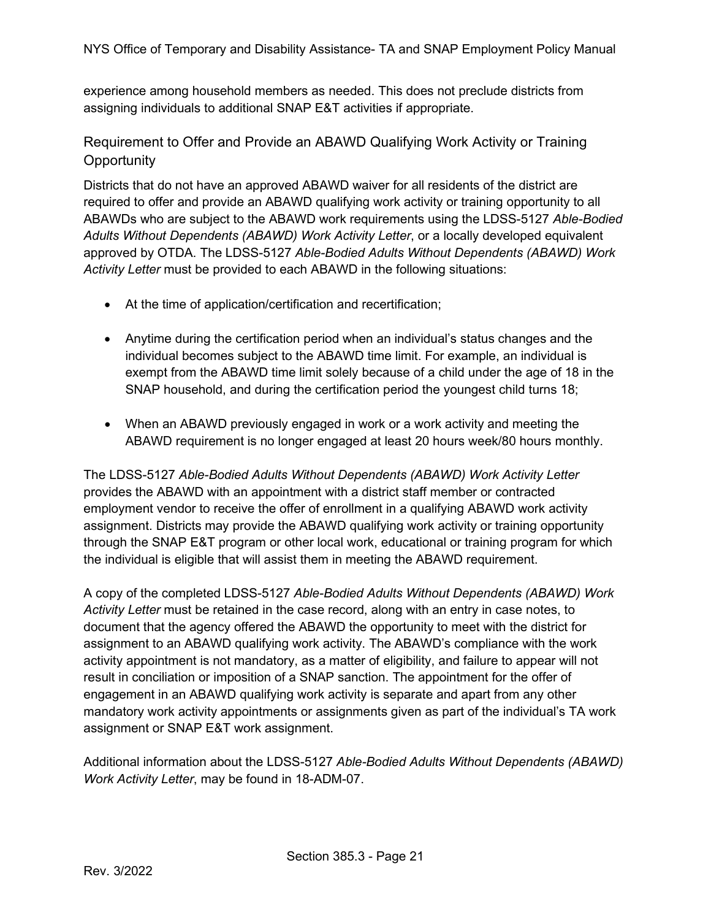experience among household members as needed. This does not preclude districts from assigning individuals to additional SNAP E&T activities if appropriate.

## Requirement to Offer and Provide an ABAWD Qualifying Work Activity or Training Opportunity

Districts that do not have an approved ABAWD waiver for all residents of the district are required to offer and provide an ABAWD qualifying work activity or training opportunity to all ABAWDs who are subject to the ABAWD work requirements using the LDSS-5127 *Able-Bodied Adults Without Dependents (ABAWD) Work Activity Letter*, or a locally developed equivalent approved by OTDA. The LDSS-5127 *Able-Bodied Adults Without Dependents (ABAWD) Work Activity Letter* must be provided to each ABAWD in the following situations:

- At the time of application/certification and recertification;
- Anytime during the certification period when an individual's status changes and the individual becomes subject to the ABAWD time limit. For example, an individual is exempt from the ABAWD time limit solely because of a child under the age of 18 in the SNAP household, and during the certification period the youngest child turns 18;
- When an ABAWD previously engaged in work or a work activity and meeting the ABAWD requirement is no longer engaged at least 20 hours week/80 hours monthly.

The LDSS-5127 *Able-Bodied Adults Without Dependents (ABAWD) Work Activity Letter* provides the ABAWD with an appointment with a district staff member or contracted employment vendor to receive the offer of enrollment in a qualifying ABAWD work activity assignment. Districts may provide the ABAWD qualifying work activity or training opportunity through the SNAP E&T program or other local work, educational or training program for which the individual is eligible that will assist them in meeting the ABAWD requirement.

A copy of the completed LDSS-5127 *Able-Bodied Adults Without Dependents (ABAWD) Work Activity Letter* must be retained in the case record, along with an entry in case notes, to document that the agency offered the ABAWD the opportunity to meet with the district for assignment to an ABAWD qualifying work activity. The ABAWD's compliance with the work activity appointment is not mandatory, as a matter of eligibility, and failure to appear will not result in conciliation or imposition of a SNAP sanction. The appointment for the offer of engagement in an ABAWD qualifying work activity is separate and apart from any other mandatory work activity appointments or assignments given as part of the individual's TA work assignment or SNAP E&T work assignment.

Additional information about the LDSS-5127 *Able-Bodied Adults Without Dependents (ABAWD) Work Activity Letter*, may be found in 18-ADM-07.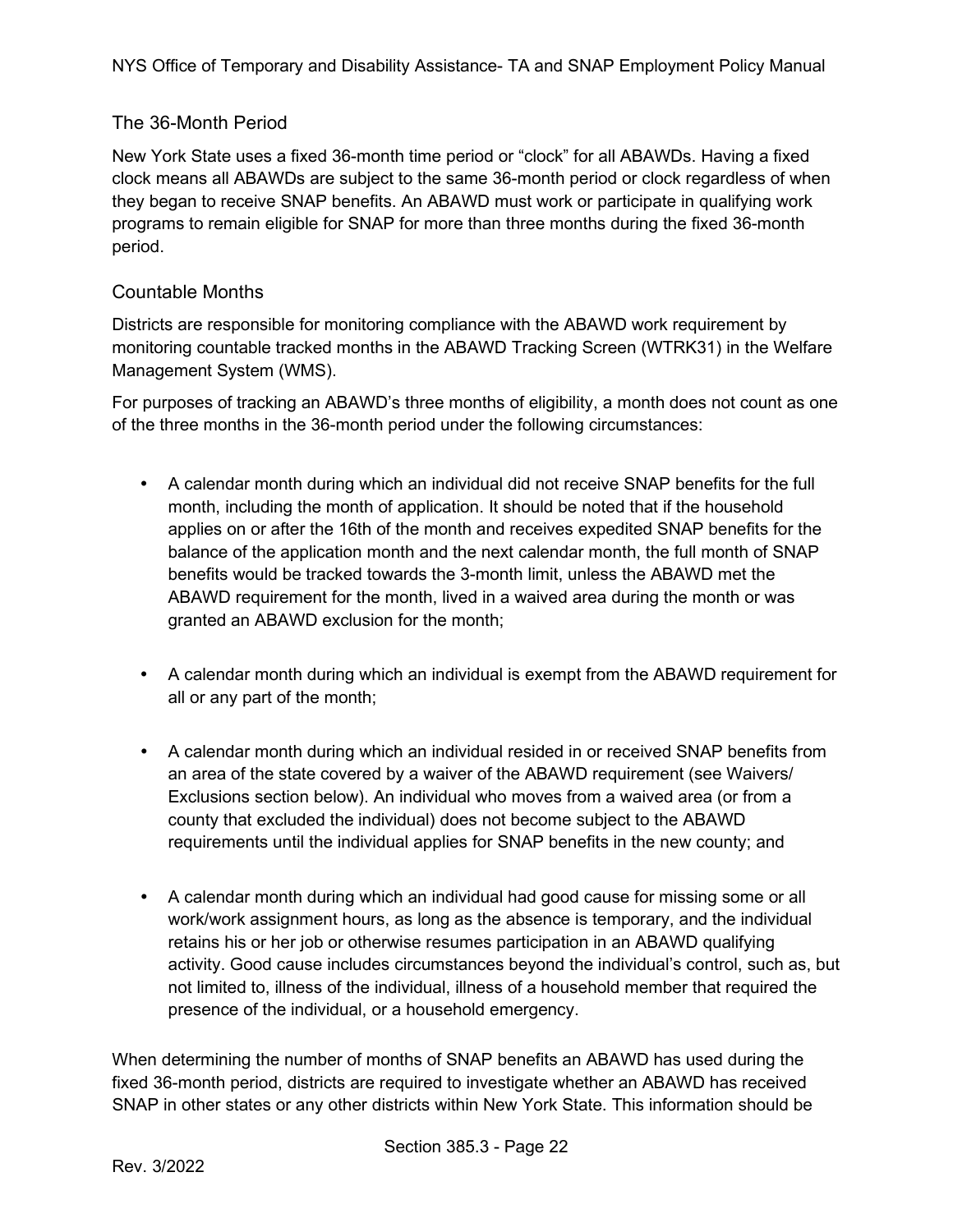## The 36-Month Period

New York State uses a fixed 36-month time period or "clock" for all ABAWDs. Having a fixed clock means all ABAWDs are subject to the same 36-month period or clock regardless of when they began to receive SNAP benefits. An ABAWD must work or participate in qualifying work programs to remain eligible for SNAP for more than three months during the fixed 36-month period.

## Countable Months

Districts are responsible for monitoring compliance with the ABAWD work requirement by monitoring countable tracked months in the ABAWD Tracking Screen (WTRK31) in the Welfare Management System (WMS).

For purposes of tracking an ABAWD's three months of eligibility, a month does not count as one of the three months in the 36-month period under the following circumstances:

- A calendar month during which an individual did not receive SNAP benefits for the full month, including the month of application. It should be noted that if the household applies on or after the 16th of the month and receives expedited SNAP benefits for the balance of the application month and the next calendar month, the full month of SNAP benefits would be tracked towards the 3-month limit, unless the ABAWD met the ABAWD requirement for the month, lived in a waived area during the month or was granted an ABAWD exclusion for the month;

- A calendar month during which an individual is exempt from the ABAWD requirement for all or any part of the month;

- A calendar month during which an individual resided in or received SNAP benefits from an area of the state covered by a waiver of the ABAWD requirement (see Waivers/ Exclusions section below). An individual who moves from a waived area (or from a county that excluded the individual) does not become subject to the ABAWD requirements until the individual applies for SNAP benefits in the new county; and

- A calendar month during which an individual had good cause for missing some or all work/work assignment hours, as long as the absence is temporary, and the individual retains his or her job or otherwise resumes participation in an ABAWD qualifying activity. Good cause includes circumstances beyond the individual's control, such as, but not limited to, illness of the individual, illness of a household member that required the presence of the individual, or a household emergency.

When determining the number of months of SNAP benefits an ABAWD has used during the fixed 36-month period, districts are required to investigate whether an ABAWD has received SNAP in other states or any other districts within New York State. This information should be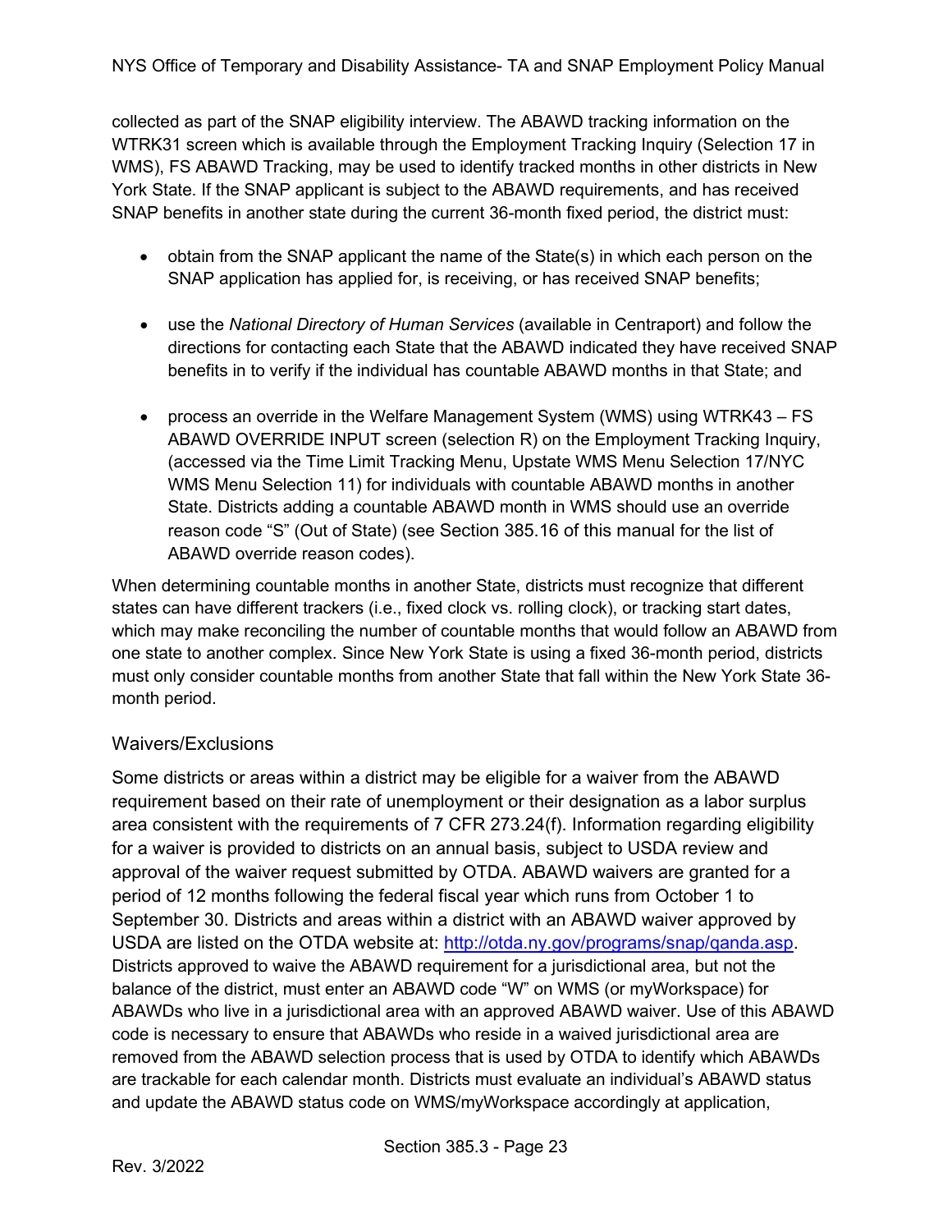collected as part of the SNAP eligibility interview. The ABAWD tracking information on the WTRK31 screen which is available through the Employment Tracking Inquiry (Selection 17 in WMS), FS ABAWD Tracking, may be used to identify tracked months in other districts in New York State. If the SNAP applicant is subject to the ABAWD requirements, and has received SNAP benefits in another state during the current 36-month fixed period, the district must:

- obtain from the SNAP applicant the name of the State(s) in which each person on the SNAP application has applied for, is receiving, or has received SNAP benefits;
- use the *National Directory of Human Services* (available in Centraport) and follow the directions for contacting each State that the ABAWD indicated they have received SNAP benefits in to verify if the individual has countable ABAWD months in that State; and
- process an override in the Welfare Management System (WMS) using WTRK43 – FS ABAWD OVERRIDE INPUT screen (selection R) on the Employment Tracking Inquiry, (accessed via the Time Limit Tracking Menu, Upstate WMS Menu Selection 17/NYC WMS Menu Selection 11) for individuals with countable ABAWD months in another State. Districts adding a countable ABAWD month in WMS should use an override reason code "S" (Out of State) (see Section 385.16 of this manual for the list of ABAWD override reason codes).

When determining countable months in another State, districts must recognize that different states can have different trackers (i.e., fixed clock vs. rolling clock), or tracking start dates, which may make reconciling the number of countable months that would follow an ABAWD from one state to another complex. Since New York State is using a fixed 36-month period, districts must only consider countable months from another State that fall within the New York State 36-month period.

## Waivers/Exclusions

Some districts or areas within a district may be eligible for a waiver from the ABAWD requirement based on their rate of unemployment or their designation as a labor surplus area consistent with the requirements of 7 CFR 273.24(f). Information regarding eligibility for a waiver is provided to districts on an annual basis, subject to USDA review and approval of the waiver request submitted by OTDA. ABAWD waivers are granted for a period of 12 months following the federal fiscal year which runs from October 1 to September 30. Districts and areas within a district with an ABAWD waiver approved by USDA are listed on the OTDA website at: [http://otda.ny.gov/programs/snap/qanda.asp](http://otda.ny.gov/programs/snap/qanda.asp). Districts approved to waive the ABAWD requirement for a jurisdictional area, but not the balance of the district, must enter an ABAWD code "W" on WMS (or myWorkspace) for ABAWDs who live in a jurisdictional area with an approved ABAWD waiver. Use of this ABAWD code is necessary to ensure that ABAWDs who reside in a waived jurisdictional area are removed from the ABAWD selection process that is used by OTDA to identify which ABAWDs are trackable for each calendar month. Districts must evaluate an individual's ABAWD status and update the ABAWD status code on WMS/myWorkspace accordingly at application,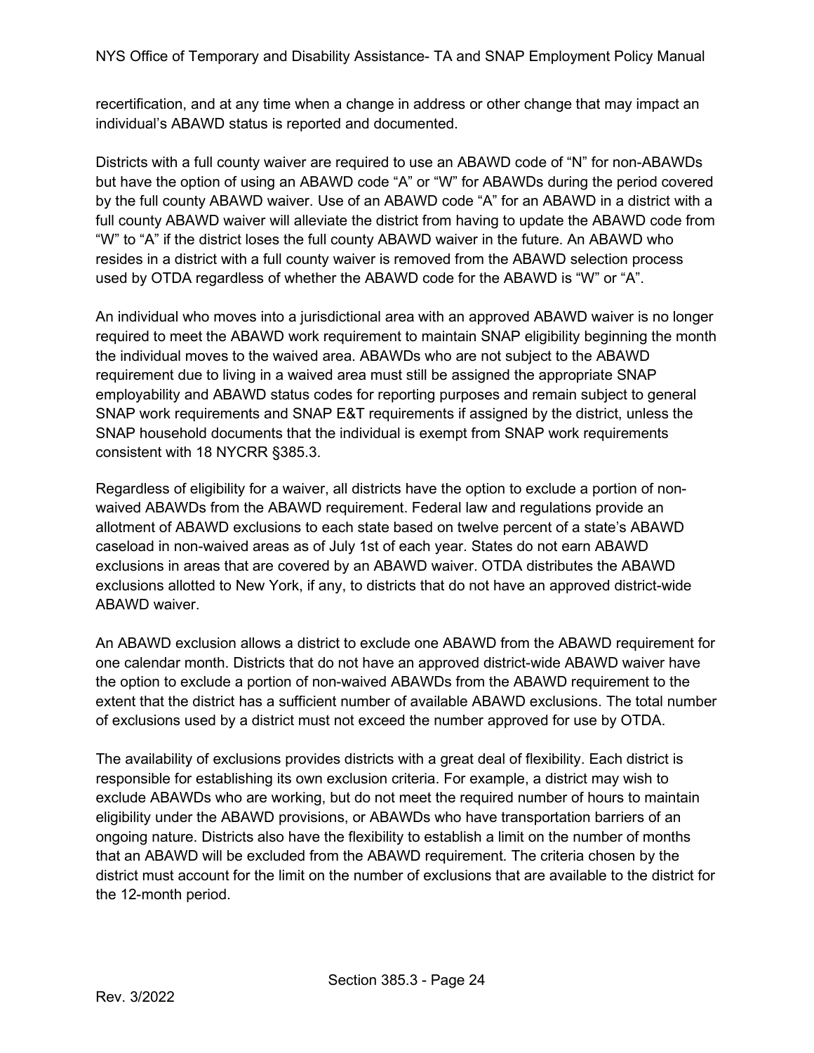recertification, and at any time when a change in address or other change that may impact an individual's ABAWD status is reported and documented.

Districts with a full county waiver are required to use an ABAWD code of "N" for non-ABAWDs but have the option of using an ABAWD code "A" or "W" for ABAWDs during the period covered by the full county ABAWD waiver. Use of an ABAWD code "A" for an ABAWD in a district with a full county ABAWD waiver will alleviate the district from having to update the ABAWD code from "W" to "A" if the district loses the full county ABAWD waiver in the future. An ABAWD who resides in a district with a full county waiver is removed from the ABAWD selection process used by OTDA regardless of whether the ABAWD code for the ABAWD is "W" or "A".

An individual who moves into a jurisdictional area with an approved ABAWD waiver is no longer required to meet the ABAWD work requirement to maintain SNAP eligibility beginning the month the individual moves to the waived area. ABAWDs who are not subject to the ABAWD requirement due to living in a waived area must still be assigned the appropriate SNAP employability and ABAWD status codes for reporting purposes and remain subject to general SNAP work requirements and SNAP E&T requirements if assigned by the district, unless the SNAP household documents that the individual is exempt from SNAP work requirements consistent with 18 NYCRR §385.3.

Regardless of eligibility for a waiver, all districts have the option to exclude a portion of non-waived ABAWDs from the ABAWD requirement. Federal law and regulations provide an allotment of ABAWD exclusions to each state based on twelve percent of a state's ABAWD caseload in non-waived areas as of July 1st of each year. States do not earn ABAWD exclusions in areas that are covered by an ABAWD waiver. OTDA distributes the ABAWD exclusions allotted to New York, if any, to districts that do not have an approved district-wide ABAWD waiver.

An ABAWD exclusion allows a district to exclude one ABAWD from the ABAWD requirement for one calendar month. Districts that do not have an approved district-wide ABAWD waiver have the option to exclude a portion of non-waived ABAWDs from the ABAWD requirement to the extent that the district has a sufficient number of available ABAWD exclusions. The total number of exclusions used by a district must not exceed the number approved for use by OTDA.

The availability of exclusions provides districts with a great deal of flexibility. Each district is responsible for establishing its own exclusion criteria. For example, a district may wish to exclude ABAWDs who are working, but do not meet the required number of hours to maintain eligibility under the ABAWD provisions, or ABAWDs who have transportation barriers of an ongoing nature. Districts also have the flexibility to establish a limit on the number of months that an ABAWD will be excluded from the ABAWD requirement. The criteria chosen by the district must account for the limit on the number of exclusions that are available to the district for the 12-month period.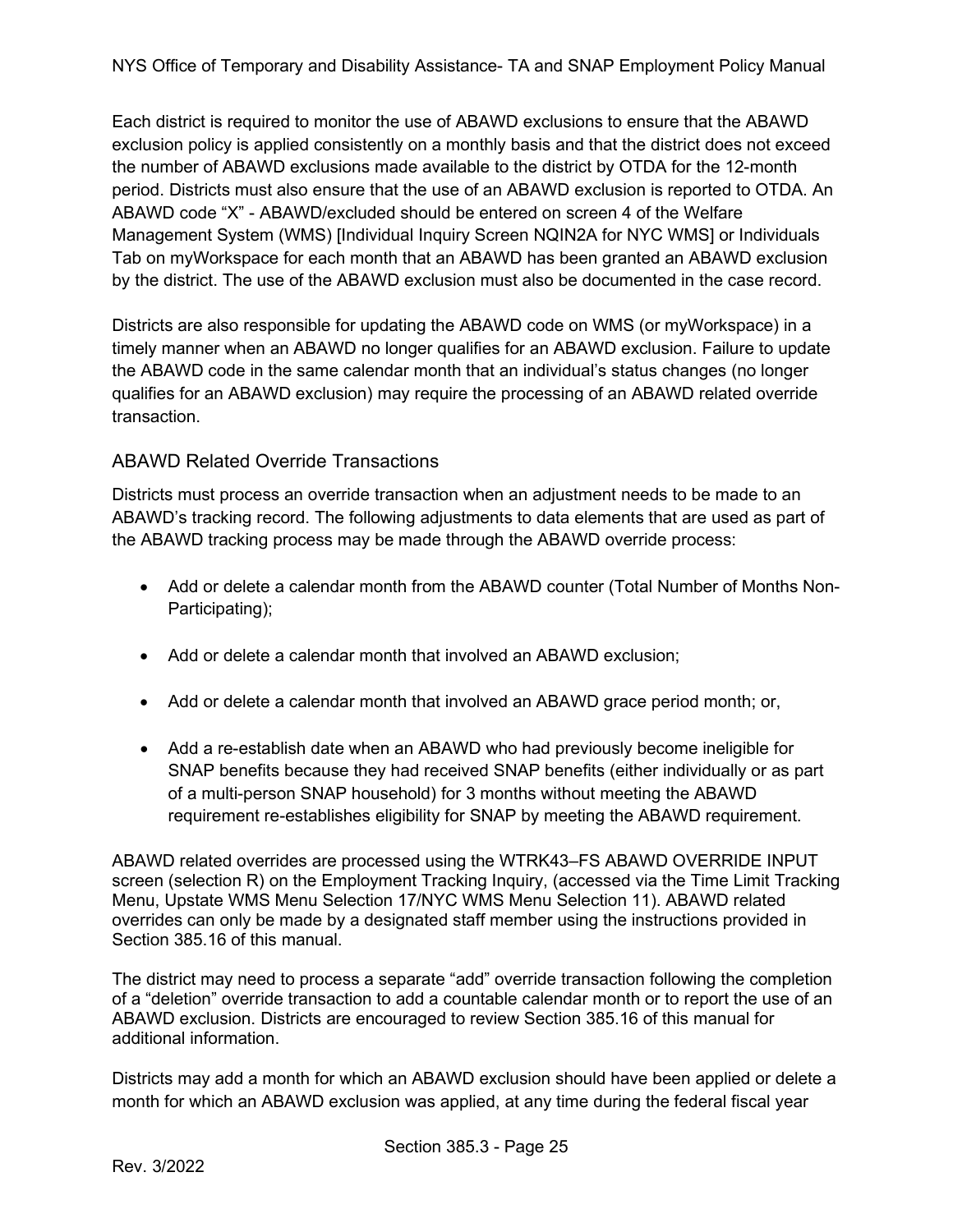Each district is required to monitor the use of ABAWD exclusions to ensure that the ABAWD exclusion policy is applied consistently on a monthly basis and that the district does not exceed the number of ABAWD exclusions made available to the district by OTDA for the 12-month period. Districts must also ensure that the use of an ABAWD exclusion is reported to OTDA. An ABAWD code "X" - ABAWD/excluded should be entered on screen 4 of the Welfare Management System (WMS) [Individual Inquiry Screen NQIN2A for NYC WMS] or Individuals Tab on myWorkspace for each month that an ABAWD has been granted an ABAWD exclusion by the district. The use of the ABAWD exclusion must also be documented in the case record.

Districts are also responsible for updating the ABAWD code on WMS (or myWorkspace) in a timely manner when an ABAWD no longer qualifies for an ABAWD exclusion. Failure to update the ABAWD code in the same calendar month that an individual's status changes (no longer qualifies for an ABAWD exclusion) may require the processing of an ABAWD related override transaction.

## ABAWD Related Override Transactions

Districts must process an override transaction when an adjustment needs to be made to an ABAWD's tracking record. The following adjustments to data elements that are used as part of the ABAWD tracking process may be made through the ABAWD override process:

- Add or delete a calendar month from the ABAWD counter (Total Number of Months Non-Participating);
- Add or delete a calendar month that involved an ABAWD exclusion;
- Add or delete a calendar month that involved an ABAWD grace period month; or,
- Add a re-establish date when an ABAWD who had previously become ineligible for SNAP benefits because they had received SNAP benefits (either individually or as part of a multi-person SNAP household) for 3 months without meeting the ABAWD requirement re-establishes eligibility for SNAP by meeting the ABAWD requirement.

ABAWD related overrides are processed using the WTRK43–FS ABAWD OVERRIDE INPUT screen (selection R) on the Employment Tracking Inquiry, (accessed via the Time Limit Tracking Menu, Upstate WMS Menu Selection 17/NYC WMS Menu Selection 11). ABAWD related overrides can only be made by a designated staff member using the instructions provided in Section 385.16 of this manual.

The district may need to process a separate "add" override transaction following the completion of a "deletion" override transaction to add a countable calendar month or to report the use of an ABAWD exclusion. Districts are encouraged to review Section 385.16 of this manual for additional information.

Districts may add a month for which an ABAWD exclusion should have been applied or delete a month for which an ABAWD exclusion was applied, at any time during the federal fiscal year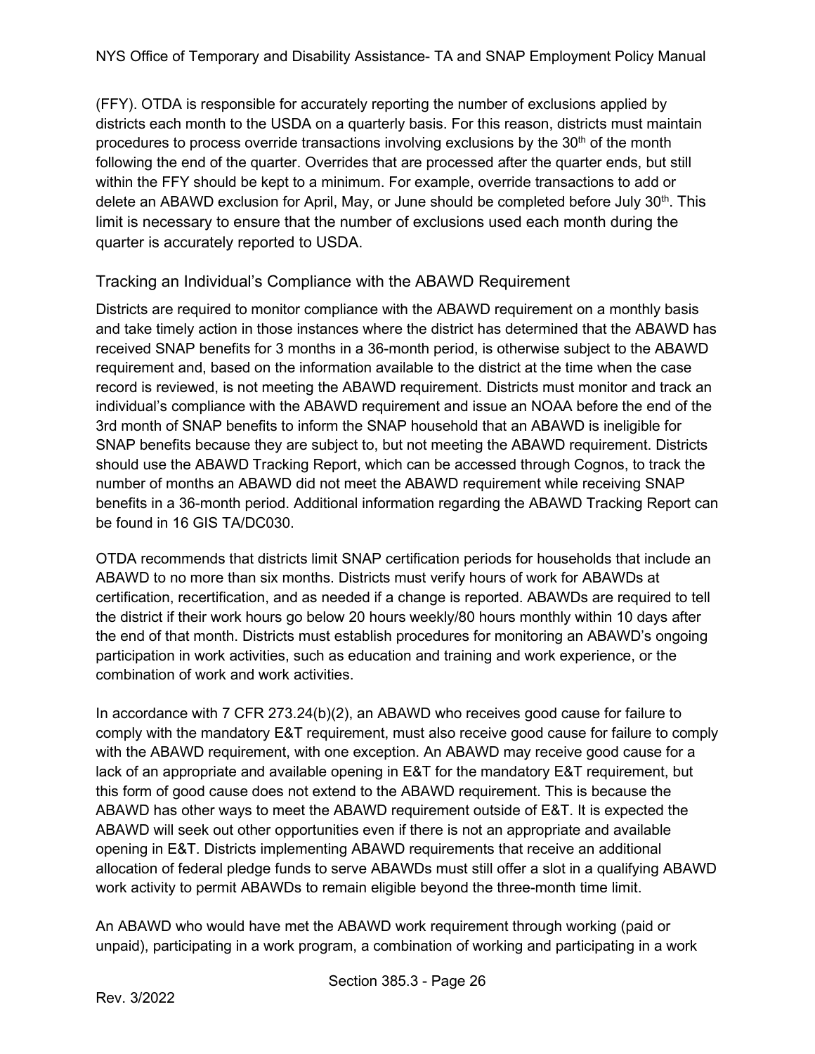(FFY). OTDA is responsible for accurately reporting the number of exclusions applied by districts each month to the USDA on a quarterly basis. For this reason, districts must maintain procedures to process override transactions involving exclusions by the 30th of the month following the end of the quarter. Overrides that are processed after the quarter ends, but still within the FFY should be kept to a minimum. For example, override transactions to add or delete an ABAWD exclusion for April, May, or June should be completed before July 30th. This limit is necessary to ensure that the number of exclusions used each month during the quarter is accurately reported to USDA.

## Tracking an Individual's Compliance with the ABAWD Requirement

Districts are required to monitor compliance with the ABAWD requirement on a monthly basis and take timely action in those instances where the district has determined that the ABAWD has received SNAP benefits for 3 months in a 36-month period, is otherwise subject to the ABAWD requirement and, based on the information available to the district at the time when the case record is reviewed, is not meeting the ABAWD requirement. Districts must monitor and track an individual's compliance with the ABAWD requirement and issue an NOAA before the end of the 3rd month of SNAP benefits to inform the SNAP household that an ABAWD is ineligible for SNAP benefits because they are subject to, but not meeting the ABAWD requirement. Districts should use the ABAWD Tracking Report, which can be accessed through Cognos, to track the number of months an ABAWD did not meet the ABAWD requirement while receiving SNAP benefits in a 36-month period. Additional information regarding the ABAWD Tracking Report can be found in 16 GIS TA/DC030.

OTDA recommends that districts limit SNAP certification periods for households that include an ABAWD to no more than six months. Districts must verify hours of work for ABAWDs at certification, recertification, and as needed if a change is reported. ABAWDs are required to tell the district if their work hours go below 20 hours weekly/80 hours monthly within 10 days after the end of that month. Districts must establish procedures for monitoring an ABAWD's ongoing participation in work activities, such as education and training and work experience, or the combination of work and work activities.

In accordance with 7 CFR 273.24(b)(2), an ABAWD who receives good cause for failure to comply with the mandatory E&T requirement, must also receive good cause for failure to comply with the ABAWD requirement, with one exception. An ABAWD may receive good cause for a lack of an appropriate and available opening in E&T for the mandatory E&T requirement, but this form of good cause does not extend to the ABAWD requirement. This is because the ABAWD has other ways to meet the ABAWD requirement outside of E&T. It is expected the ABAWD will seek out other opportunities even if there is not an appropriate and available opening in E&T. Districts implementing ABAWD requirements that receive an additional allocation of federal pledge funds to serve ABAWDs must still offer a slot in a qualifying ABAWD work activity to permit ABAWDs to remain eligible beyond the three-month time limit.

An ABAWD who would have met the ABAWD work requirement through working (paid or unpaid), participating in a work program, a combination of working and participating in a work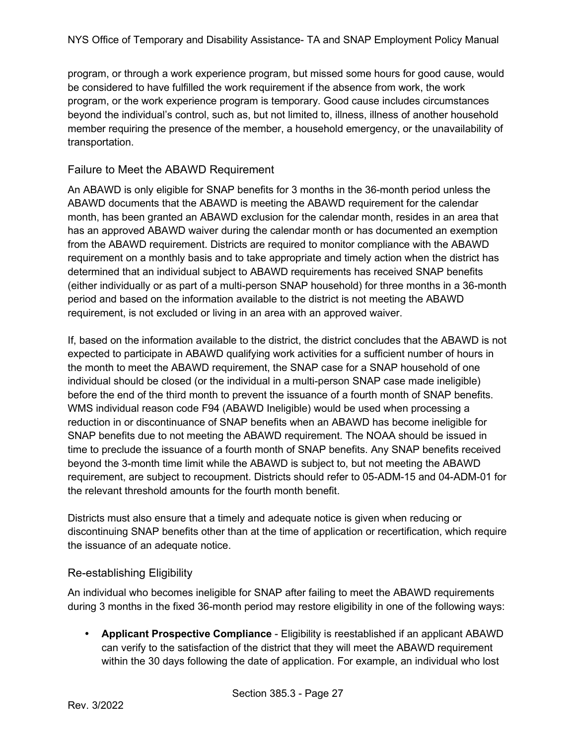program, or through a work experience program, but missed some hours for good cause, would be considered to have fulfilled the work requirement if the absence from work, the work program, or the work experience program is temporary. Good cause includes circumstances beyond the individual's control, such as, but not limited to, illness, illness of another household member requiring the presence of the member, a household emergency, or the unavailability of transportation.

### Failure to Meet the ABAWD Requirement

An ABAWD is only eligible for SNAP benefits for 3 months in the 36-month period unless the ABAWD documents that the ABAWD is meeting the ABAWD requirement for the calendar month, has been granted an ABAWD exclusion for the calendar month, resides in an area that has an approved ABAWD waiver during the calendar month or has documented an exemption from the ABAWD requirement. Districts are required to monitor compliance with the ABAWD requirement on a monthly basis and to take appropriate and timely action when the district has determined that an individual subject to ABAWD requirements has received SNAP benefits (either individually or as part of a multi-person SNAP household) for three months in a 36-month period and based on the information available to the district is not meeting the ABAWD requirement, is not excluded or living in an area with an approved waiver.

If, based on the information available to the district, the district concludes that the ABAWD is not expected to participate in ABAWD qualifying work activities for a sufficient number of hours in the month to meet the ABAWD requirement, the SNAP case for a SNAP household of one individual should be closed (or the individual in a multi-person SNAP case made ineligible) before the end of the third month to prevent the issuance of a fourth month of SNAP benefits. WMS individual reason code F94 (ABAWD Ineligible) would be used when processing a reduction in or discontinuance of SNAP benefits when an ABAWD has become ineligible for SNAP benefits due to not meeting the ABAWD requirement. The NOAA should be issued in time to preclude the issuance of a fourth month of SNAP benefits. Any SNAP benefits received beyond the 3-month time limit while the ABAWD is subject to, but not meeting the ABAWD requirement, are subject to recoupment. Districts should refer to 05-ADM-15 and 04-ADM-01 for the relevant threshold amounts for the fourth month benefit.

Districts must also ensure that a timely and adequate notice is given when reducing or discontinuing SNAP benefits other than at the time of application or recertification, which require the issuance of an adequate notice.

### Re-establishing Eligibility

An individual who becomes ineligible for SNAP after failing to meet the ABAWD requirements during 3 months in the fixed 36-month period may restore eligibility in one of the following ways:

- **Applicant Prospective Compliance** - Eligibility is reestablished if an applicant ABAWD can verify to the satisfaction of the district that they will meet the ABAWD requirement within the 30 days following the date of application. For example, an individual who lost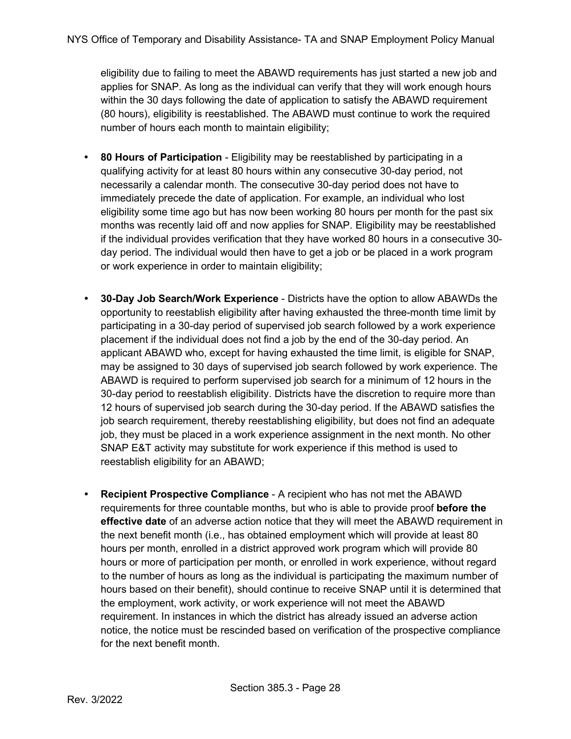eligibility due to failing to meet the ABAWD requirements has just started a new job and applies for SNAP. As long as the individual can verify that they will work enough hours within the 30 days following the date of application to satisfy the ABAWD requirement (80 hours), eligibility is reestablished. The ABAWD must continue to work the required number of hours each month to maintain eligibility;

- **80 Hours of Participation** - Eligibility may be reestablished by participating in a qualifying activity for at least 80 hours within any consecutive 30-day period, not necessarily a calendar month. The consecutive 30-day period does not have to immediately precede the date of application. For example, an individual who lost eligibility some time ago but has now been working 80 hours per month for the past six months was recently laid off and now applies for SNAP. Eligibility may be reestablished if the individual provides verification that they have worked 80 hours in a consecutive 30-day period. The individual would then have to get a job or be placed in a work program or work experience in order to maintain eligibility;

- **30-Day Job Search/Work Experience** - Districts have the option to allow ABAWDs the opportunity to reestablish eligibility after having exhausted the three-month time limit by participating in a 30-day period of supervised job search followed by a work experience placement if the individual does not find a job by the end of the 30-day period. An applicant ABAWD who, except for having exhausted the time limit, is eligible for SNAP, may be assigned to 30 days of supervised job search followed by work experience. The ABAWD is required to perform supervised job search for a minimum of 12 hours in the 30-day period to reestablish eligibility. Districts have the discretion to require more than 12 hours of supervised job search during the 30-day period. If the ABAWD satisfies the job search requirement, thereby reestablishing eligibility, but does not find an adequate job, they must be placed in a work experience assignment in the next month. No other SNAP E&T activity may substitute for work experience if this method is used to reestablish eligibility for an ABAWD;

- **Recipient Prospective Compliance** - A recipient who has not met the ABAWD requirements for three countable months, but who is able to provide proof **before the effective date** of an adverse action notice that they will meet the ABAWD requirement in the next benefit month (i.e., has obtained employment which will provide at least 80 hours per month, enrolled in a district approved work program which will provide 80 hours or more of participation per month, or enrolled in work experience, without regard to the number of hours as long as the individual is participating the maximum number of hours based on their benefit), should continue to receive SNAP until it is determined that the employment, work activity, or work experience will not meet the ABAWD requirement. In instances in which the district has already issued an adverse action notice, the notice must be rescinded based on verification of the prospective compliance for the next benefit month.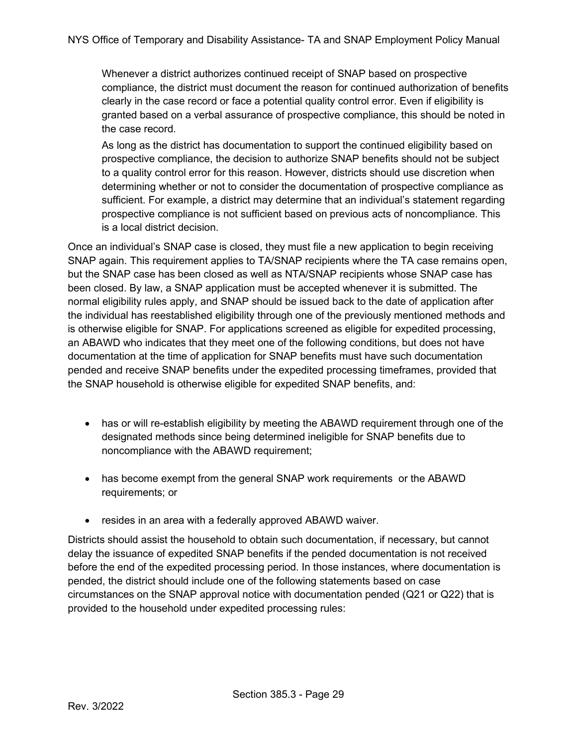Whenever a district authorizes continued receipt of SNAP based on prospective compliance, the district must document the reason for continued authorization of benefits clearly in the case record or face a potential quality control error. Even if eligibility is granted based on a verbal assurance of prospective compliance, this should be noted in the case record.

As long as the district has documentation to support the continued eligibility based on prospective compliance, the decision to authorize SNAP benefits should not be subject to a quality control error for this reason. However, districts should use discretion when determining whether or not to consider the documentation of prospective compliance as sufficient. For example, a district may determine that an individual's statement regarding prospective compliance is not sufficient based on previous acts of noncompliance. This is a local district decision.

Once an individual's SNAP case is closed, they must file a new application to begin receiving SNAP again. This requirement applies to TA/SNAP recipients where the TA case remains open, but the SNAP case has been closed as well as NTA/SNAP recipients whose SNAP case has been closed. By law, a SNAP application must be accepted whenever it is submitted. The normal eligibility rules apply, and SNAP should be issued back to the date of application after the individual has reestablished eligibility through one of the previously mentioned methods and is otherwise eligible for SNAP. For applications screened as eligible for expedited processing, an ABAWD who indicates that they meet one of the following conditions, but does not have documentation at the time of application for SNAP benefits must have such documentation pended and receive SNAP benefits under the expedited processing timeframes, provided that the SNAP household is otherwise eligible for expedited SNAP benefits, and:

- has or will re-establish eligibility by meeting the ABAWD requirement through one of the designated methods since being determined ineligible for SNAP benefits due to noncompliance with the ABAWD requirement;
- has become exempt from the general SNAP work requirements or the ABAWD requirements; or
- resides in an area with a federally approved ABAWD waiver.

Districts should assist the household to obtain such documentation, if necessary, but cannot delay the issuance of expedited SNAP benefits if the pended documentation is not received before the end of the expedited processing period. In those instances, where documentation is pended, the district should include one of the following statements based on case circumstances on the SNAP approval notice with documentation pended (Q21 or Q22) that is provided to the household under expedited processing rules: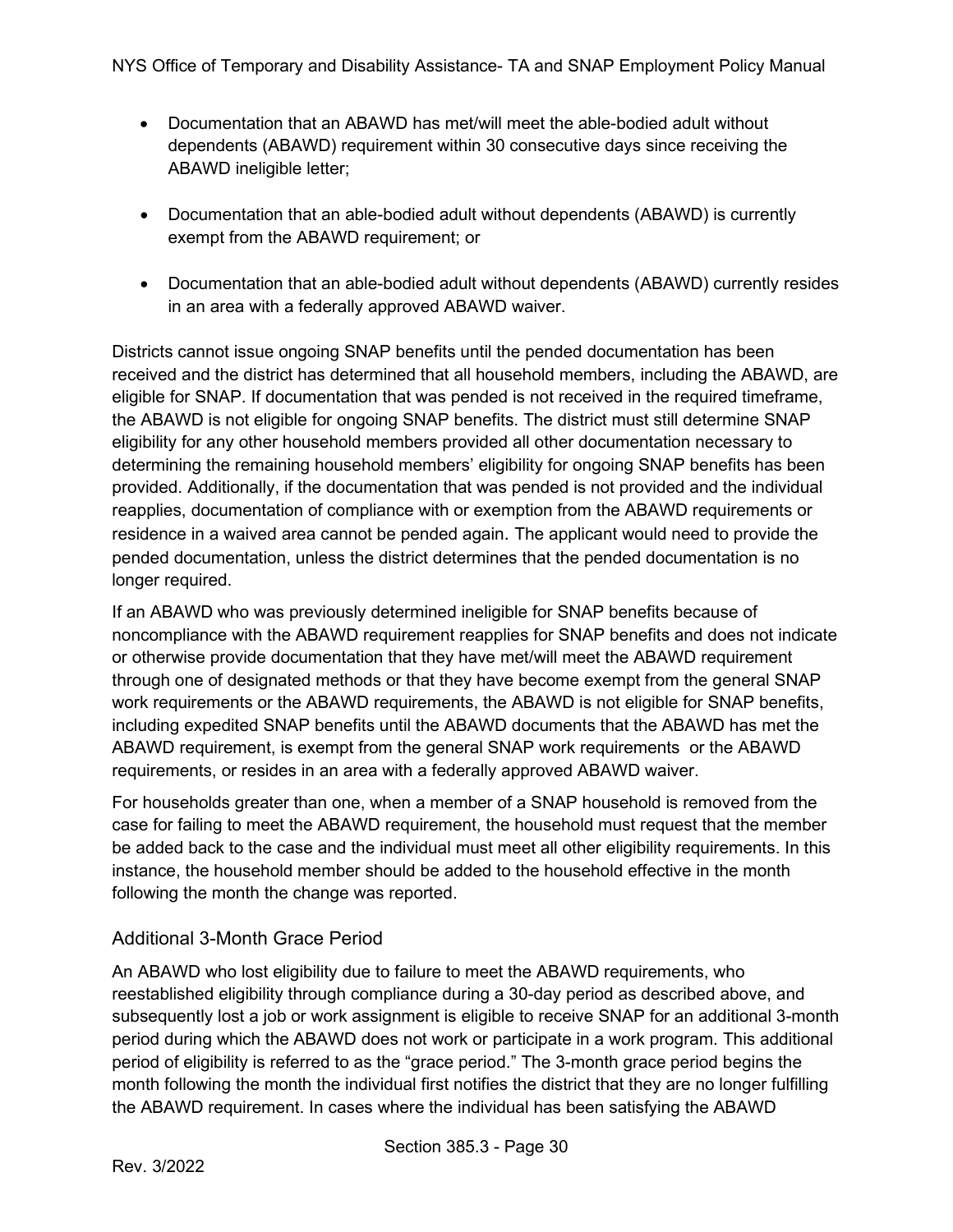- Documentation that an ABAWD has met/will meet the able-bodied adult without dependents (ABAWD) requirement within 30 consecutive days since receiving the ABAWD ineligible letter;

- Documentation that an able-bodied adult without dependents (ABAWD) is currently exempt from the ABAWD requirement; or

- Documentation that an able-bodied adult without dependents (ABAWD) currently resides in an area with a federally approved ABAWD waiver.

Districts cannot issue ongoing SNAP benefits until the pended documentation has been received and the district has determined that all household members, including the ABAWD, are eligible for SNAP. If documentation that was pended is not received in the required timeframe, the ABAWD is not eligible for ongoing SNAP benefits. The district must still determine SNAP eligibility for any other household members provided all other documentation necessary to determining the remaining household members' eligibility for ongoing SNAP benefits has been provided. Additionally, if the documentation that was pended is not provided and the individual reapplies, documentation of compliance with or exemption from the ABAWD requirements or residence in a waived area cannot be pended again. The applicant would need to provide the pended documentation, unless the district determines that the pended documentation is no longer required.

If an ABAWD who was previously determined ineligible for SNAP benefits because of noncompliance with the ABAWD requirement reapplies for SNAP benefits and does not indicate or otherwise provide documentation that they have met/will meet the ABAWD requirement through one of designated methods or that they have become exempt from the general SNAP work requirements or the ABAWD requirements, the ABAWD is not eligible for SNAP benefits, including expedited SNAP benefits until the ABAWD documents that the ABAWD has met the ABAWD requirement, is exempt from the general SNAP work requirements or the ABAWD requirements, or resides in an area with a federally approved ABAWD waiver.

For households greater than one, when a member of a SNAP household is removed from the case for failing to meet the ABAWD requirement, the household must request that the member be added back to the case and the individual must meet all other eligibility requirements. In this instance, the household member should be added to the household effective in the month following the month the change was reported.

### Additional 3-Month Grace Period

An ABAWD who lost eligibility due to failure to meet the ABAWD requirements, who reestablished eligibility through compliance during a 30-day period as described above, and subsequently lost a job or work assignment is eligible to receive SNAP for an additional 3-month period during which the ABAWD does not work or participate in a work program. This additional period of eligibility is referred to as the "grace period." The 3-month grace period begins the month following the month the individual first notifies the district that they are no longer fulfilling the ABAWD requirement. In cases where the individual has been satisfying the ABAWD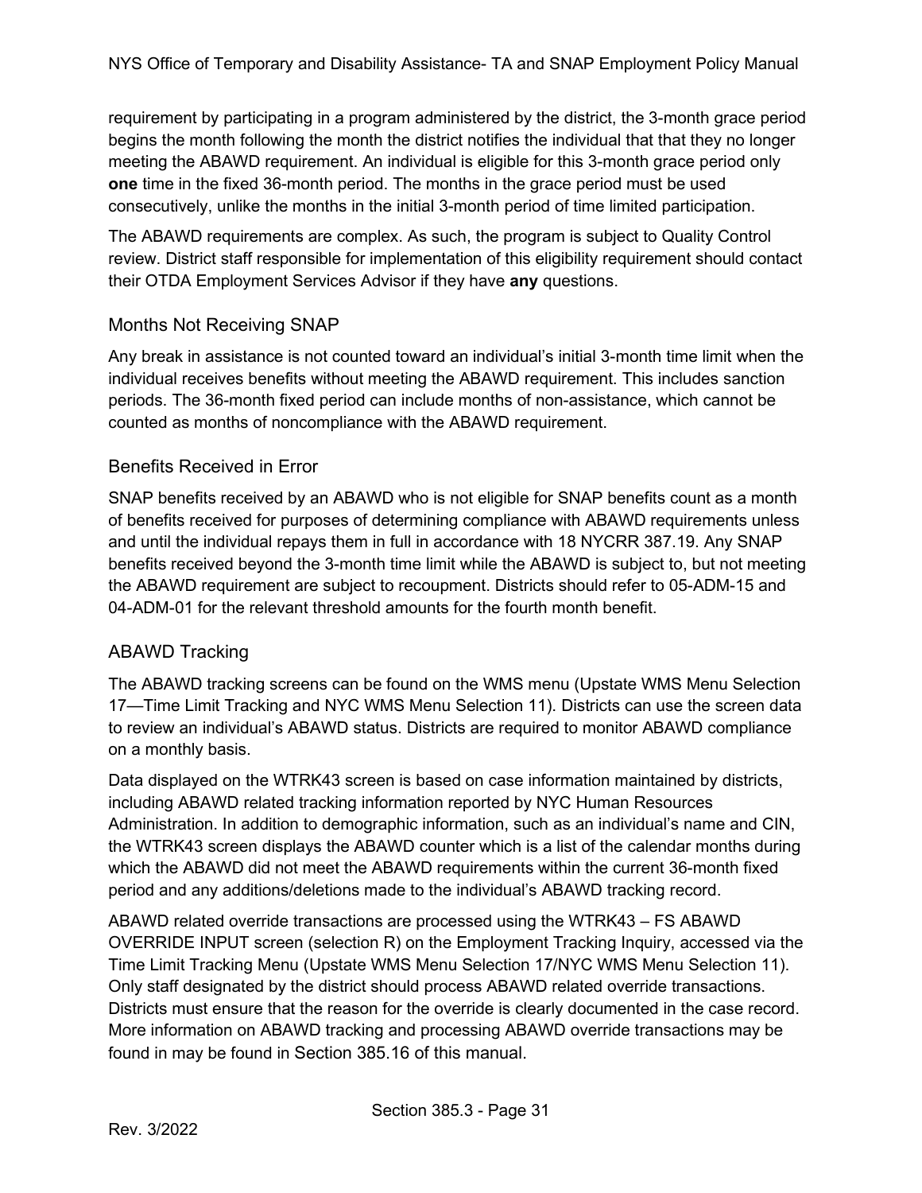requirement by participating in a program administered by the district, the 3-month grace period begins the month following the month the district notifies the individual that that they no longer meeting the ABAWD requirement. An individual is eligible for this 3-month grace period only **one** time in the fixed 36-month period. The months in the grace period must be used consecutively, unlike the months in the initial 3-month period of time limited participation.

The ABAWD requirements are complex. As such, the program is subject to Quality Control review. District staff responsible for implementation of this eligibility requirement should contact their OTDA Employment Services Advisor if they have **any** questions.

### Months Not Receiving SNAP

Any break in assistance is not counted toward an individual's initial 3-month time limit when the individual receives benefits without meeting the ABAWD requirement. This includes sanction periods. The 36-month fixed period can include months of non-assistance, which cannot be counted as months of noncompliance with the ABAWD requirement.

### Benefits Received in Error

SNAP benefits received by an ABAWD who is not eligible for SNAP benefits count as a month of benefits received for purposes of determining compliance with ABAWD requirements unless and until the individual repays them in full in accordance with 18 NYCRR 387.19. Any SNAP benefits received beyond the 3-month time limit while the ABAWD is subject to, but not meeting the ABAWD requirement are subject to recoupment. Districts should refer to 05-ADM-15 and 04-ADM-01 for the relevant threshold amounts for the fourth month benefit.

### ABAWD Tracking

The ABAWD tracking screens can be found on the WMS menu (Upstate WMS Menu Selection 17—Time Limit Tracking and NYC WMS Menu Selection 11). Districts can use the screen data to review an individual's ABAWD status. Districts are required to monitor ABAWD compliance on a monthly basis.

Data displayed on the WTRK43 screen is based on case information maintained by districts, including ABAWD related tracking information reported by NYC Human Resources Administration. In addition to demographic information, such as an individual's name and CIN, the WTRK43 screen displays the ABAWD counter which is a list of the calendar months during which the ABAWD did not meet the ABAWD requirements within the current 36-month fixed period and any additions/deletions made to the individual's ABAWD tracking record.

ABAWD related override transactions are processed using the WTRK43 – FS ABAWD OVERRIDE INPUT screen (selection R) on the Employment Tracking Inquiry, accessed via the Time Limit Tracking Menu (Upstate WMS Menu Selection 17/NYC WMS Menu Selection 11). Only staff designated by the district should process ABAWD related override transactions. Districts must ensure that the reason for the override is clearly documented in the case record. More information on ABAWD tracking and processing ABAWD override transactions may be found in may be found in Section 385.16 of this manual.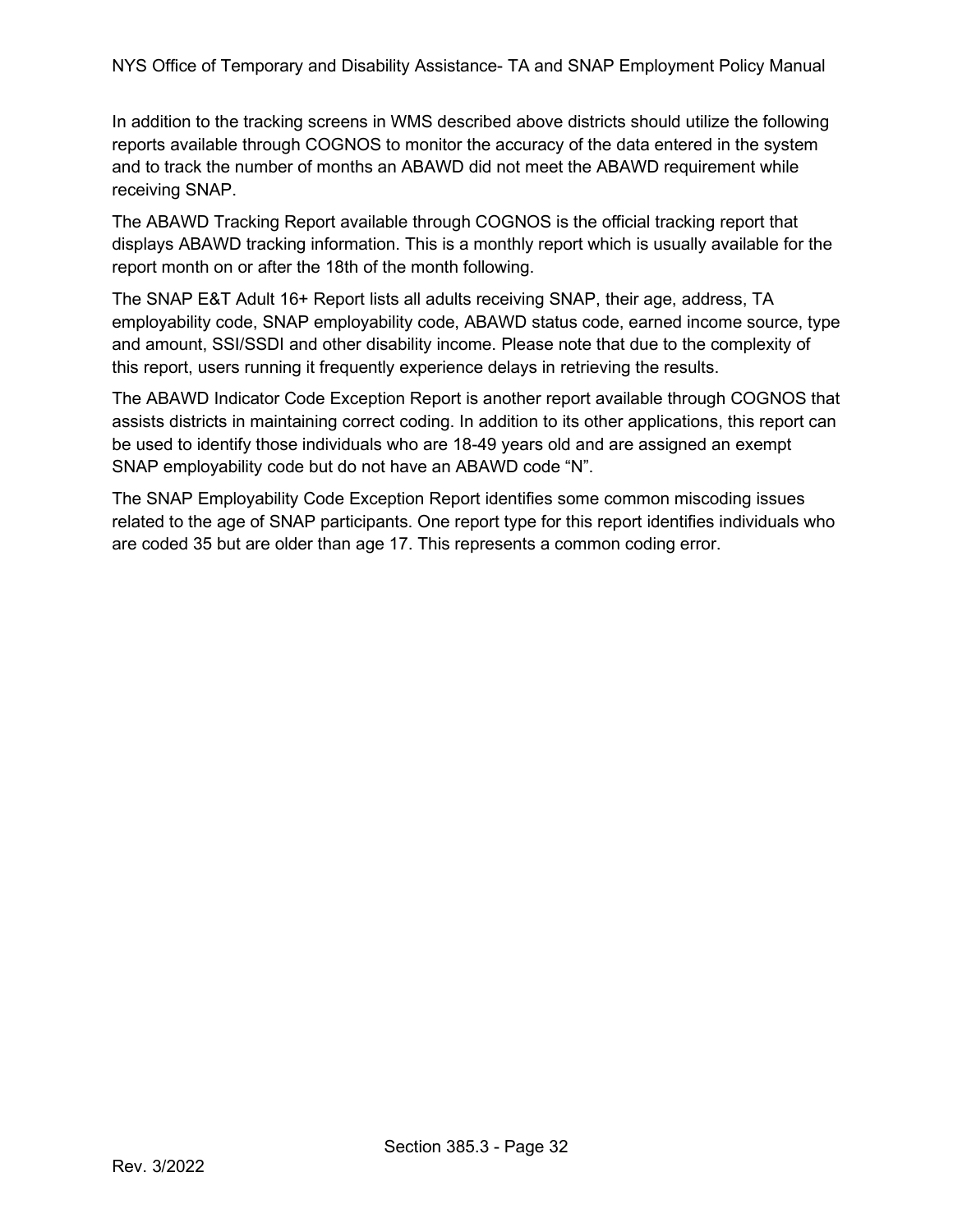In addition to the tracking screens in WMS described above districts should utilize the following reports available through COGNOS to monitor the accuracy of the data entered in the system and to track the number of months an ABAWD did not meet the ABAWD requirement while receiving SNAP.

The ABAWD Tracking Report available through COGNOS is the official tracking report that displays ABAWD tracking information. This is a monthly report which is usually available for the report month on or after the 18th of the month following.

The SNAP E&T Adult 16+ Report lists all adults receiving SNAP, their age, address, TA employability code, SNAP employability code, ABAWD status code, earned income source, type and amount, SSI/SSDI and other disability income. Please note that due to the complexity of this report, users running it frequently experience delays in retrieving the results.

The ABAWD Indicator Code Exception Report is another report available through COGNOS that assists districts in maintaining correct coding. In addition to its other applications, this report can be used to identify those individuals who are 18-49 years old and are assigned an exempt SNAP employability code but do not have an ABAWD code “N”.

The SNAP Employability Code Exception Report identifies some common miscoding issues related to the age of SNAP participants. One report type for this report identifies individuals who are coded 35 but are older than age 17. This represents a common coding error.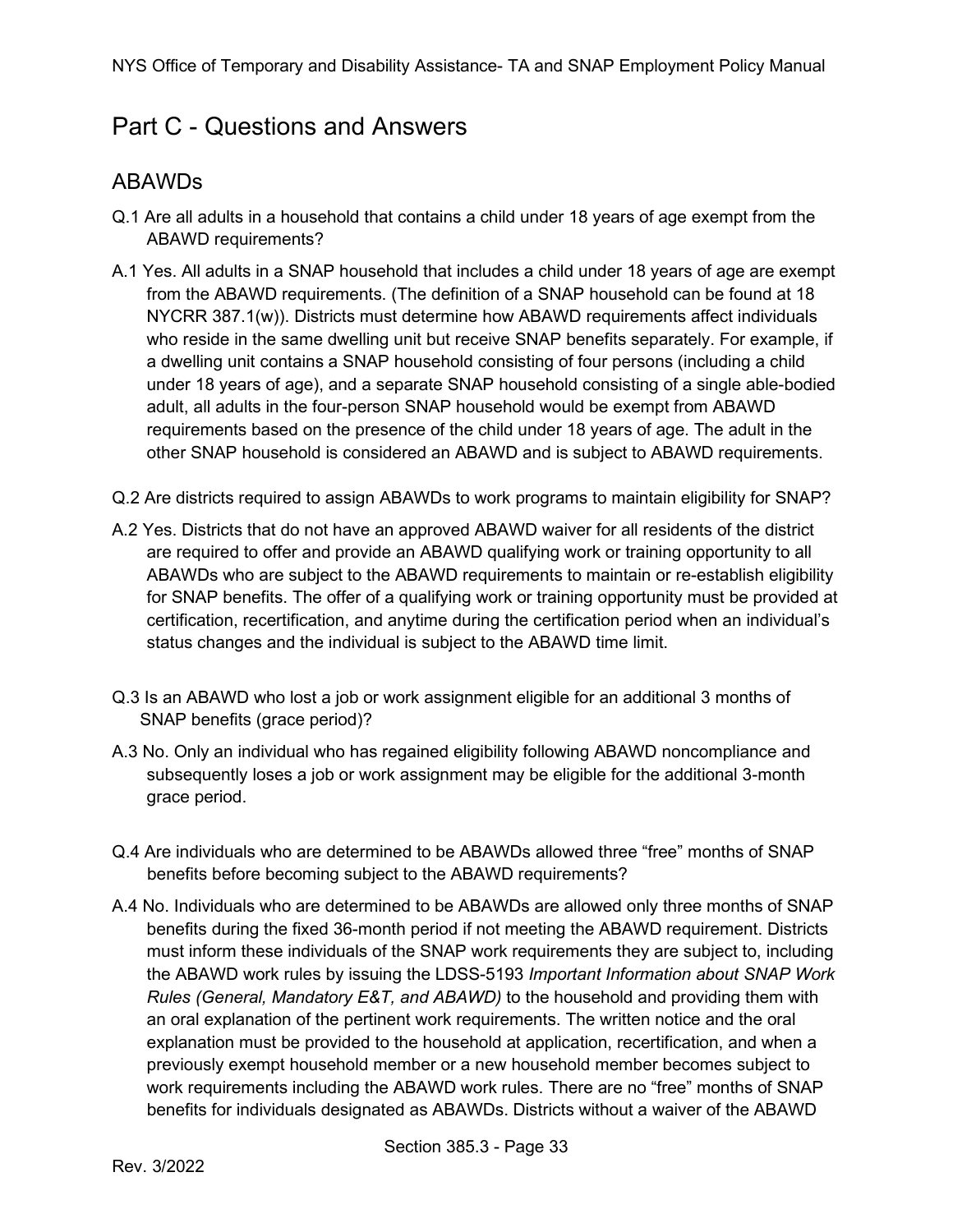# Part C - Questions and Answers

## ABAWDs

Q.1 Are all adults in a household that contains a child under 18 years of age exempt from the ABAWD requirements?

A.1 Yes. All adults in a SNAP household that includes a child under 18 years of age are exempt from the ABAWD requirements. (The definition of a SNAP household can be found at 18 NYCRR 387.1(w)). Districts must determine how ABAWD requirements affect individuals who reside in the same dwelling unit but receive SNAP benefits separately. For example, if a dwelling unit contains a SNAP household consisting of four persons (including a child under 18 years of age), and a separate SNAP household consisting of a single able-bodied adult, all adults in the four-person SNAP household would be exempt from ABAWD requirements based on the presence of the child under 18 years of age. The adult in the other SNAP household is considered an ABAWD and is subject to ABAWD requirements.

Q.2 Are districts required to assign ABAWDs to work programs to maintain eligibility for SNAP?

A.2 Yes. Districts that do not have an approved ABAWD waiver for all residents of the district are required to offer and provide an ABAWD qualifying work or training opportunity to all ABAWDs who are subject to the ABAWD requirements to maintain or re-establish eligibility for SNAP benefits. The offer of a qualifying work or training opportunity must be provided at certification, recertification, and anytime during the certification period when an individual's status changes and the individual is subject to the ABAWD time limit.

Q.3 Is an ABAWD who lost a job or work assignment eligible for an additional 3 months of SNAP benefits (grace period)?

A.3 No. Only an individual who has regained eligibility following ABAWD noncompliance and subsequently loses a job or work assignment may be eligible for the additional 3-month grace period.

Q.4 Are individuals who are determined to be ABAWDs allowed three "free" months of SNAP benefits before becoming subject to the ABAWD requirements?

A.4 No. Individuals who are determined to be ABAWDs are allowed only three months of SNAP benefits during the fixed 36-month period if not meeting the ABAWD requirement. Districts must inform these individuals of the SNAP work requirements they are subject to, including the ABAWD work rules by issuing the LDSS-5193 *Important Information about SNAP Work Rules (General, Mandatory E&T, and ABAWD)* to the household and providing them with an oral explanation of the pertinent work requirements. The written notice and the oral explanation must be provided to the household at application, recertification, and when a previously exempt household member or a new household member becomes subject to work requirements including the ABAWD work rules. There are no "free" months of SNAP benefits for individuals designated as ABAWDs. Districts without a waiver of the ABAWD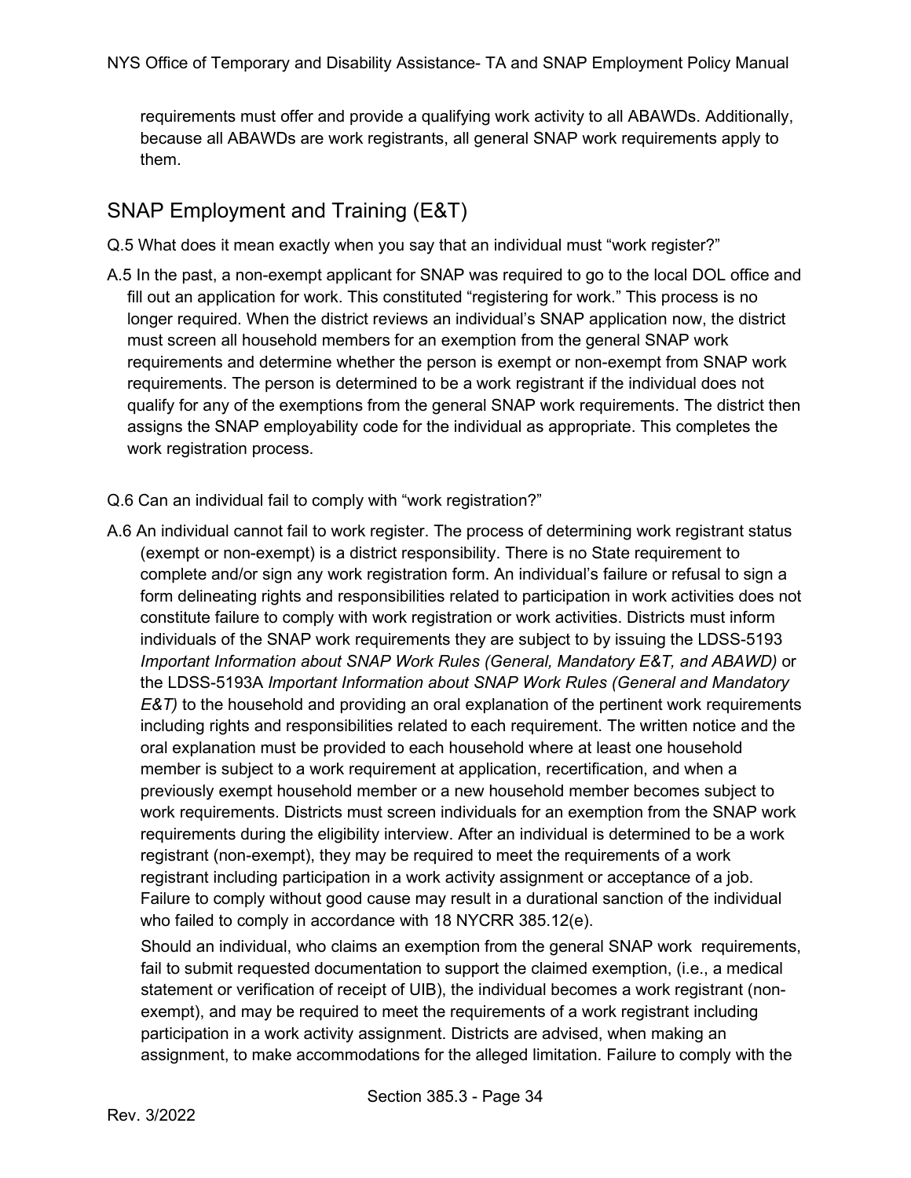requirements must offer and provide a qualifying work activity to all ABAWDs. Additionally, because all ABAWDs are work registrants, all general SNAP work requirements apply to them.

## SNAP Employment and Training (E&T)

Q.5 What does it mean exactly when you say that an individual must "work register?"

A.5 In the past, a non-exempt applicant for SNAP was required to go to the local DOL office and fill out an application for work. This constituted "registering for work." This process is no longer required. When the district reviews an individual's SNAP application now, the district must screen all household members for an exemption from the general SNAP work requirements and determine whether the person is exempt or non-exempt from SNAP work requirements. The person is determined to be a work registrant if the individual does not qualify for any of the exemptions from the general SNAP work requirements. The district then assigns the SNAP employability code for the individual as appropriate. This completes the work registration process.

Q.6 Can an individual fail to comply with "work registration?"

A.6 An individual cannot fail to work register. The process of determining work registrant status (exempt or non-exempt) is a district responsibility. There is no State requirement to complete and/or sign any work registration form. An individual's failure or refusal to sign a form delineating rights and responsibilities related to participation in work activities does not constitute failure to comply with work registration or work activities. Districts must inform individuals of the SNAP work requirements they are subject to by issuing the LDSS-5193 *Important Information about SNAP Work Rules (General, Mandatory E&T, and ABAWD)* or the LDSS-5193A *Important Information about SNAP Work Rules (General and Mandatory E&T)* to the household and providing an oral explanation of the pertinent work requirements including rights and responsibilities related to each requirement. The written notice and the oral explanation must be provided to each household where at least one household member is subject to a work requirement at application, recertification, and when a previously exempt household member or a new household member becomes subject to work requirements. Districts must screen individuals for an exemption from the SNAP work requirements during the eligibility interview. After an individual is determined to be a work registrant (non-exempt), they may be required to meet the requirements of a work registrant including participation in a work activity assignment or acceptance of a job. Failure to comply without good cause may result in a durational sanction of the individual who failed to comply in accordance with 18 NYCRR 385.12(e).

Should an individual, who claims an exemption from the general SNAP work requirements, fail to submit requested documentation to support the claimed exemption, (i.e., a medical statement or verification of receipt of UIB), the individual becomes a work registrant (non-exempt), and may be required to meet the requirements of a work registrant including participation in a work activity assignment. Districts are advised, when making an assignment, to make accommodations for the alleged limitation. Failure to comply with the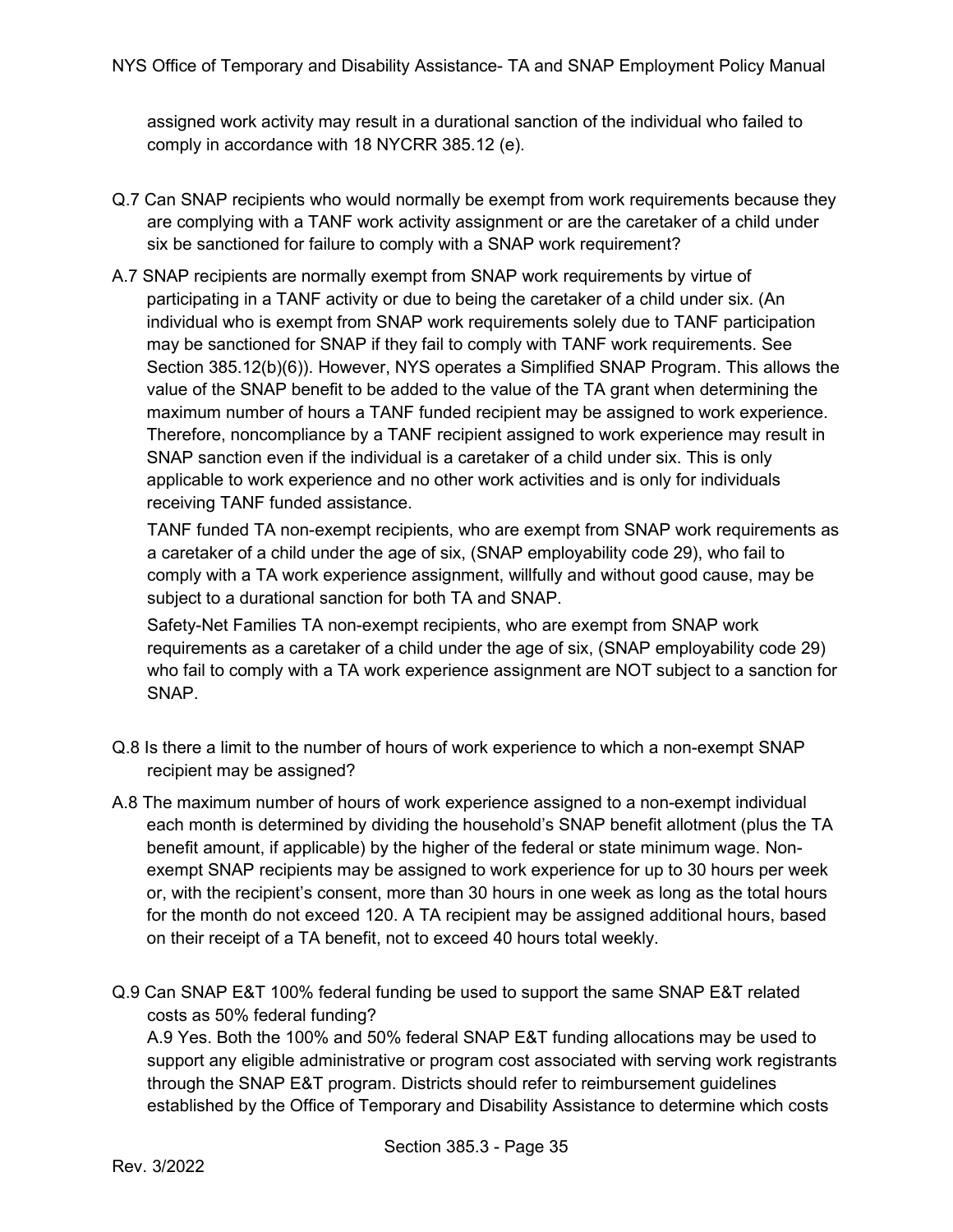assigned work activity may result in a durational sanction of the individual who failed to comply in accordance with 18 NYCRR 385.12 (e).

Q.7 Can SNAP recipients who would normally be exempt from work requirements because they are complying with a TANF work activity assignment or are the caretaker of a child under six be sanctioned for failure to comply with a SNAP work requirement?

A.7 SNAP recipients are normally exempt from SNAP work requirements by virtue of participating in a TANF activity or due to being the caretaker of a child under six. (An individual who is exempt from SNAP work requirements solely due to TANF participation may be sanctioned for SNAP if they fail to comply with TANF work requirements. See Section 385.12(b)(6)). However, NYS operates a Simplified SNAP Program. This allows the value of the SNAP benefit to be added to the value of the TA grant when determining the maximum number of hours a TANF funded recipient may be assigned to work experience. Therefore, noncompliance by a TANF recipient assigned to work experience may result in SNAP sanction even if the individual is a caretaker of a child under six. This is only applicable to work experience and no other work activities and is only for individuals receiving TANF funded assistance.

TANF funded TA non-exempt recipients, who are exempt from SNAP work requirements as a caretaker of a child under the age of six, (SNAP employability code 29), who fail to comply with a TA work experience assignment, willfully and without good cause, may be subject to a durational sanction for both TA and SNAP.

Safety-Net Families TA non-exempt recipients, who are exempt from SNAP work requirements as a caretaker of a child under the age of six, (SNAP employability code 29) who fail to comply with a TA work experience assignment are NOT subject to a sanction for SNAP.

Q.8 Is there a limit to the number of hours of work experience to which a non-exempt SNAP recipient may be assigned?

A.8 The maximum number of hours of work experience assigned to a non-exempt individual each month is determined by dividing the household's SNAP benefit allotment (plus the TA benefit amount, if applicable) by the higher of the federal or state minimum wage. Non-exempt SNAP recipients may be assigned to work experience for up to 30 hours per week or, with the recipient's consent, more than 30 hours in one week as long as the total hours for the month do not exceed 120. A TA recipient may be assigned additional hours, based on their receipt of a TA benefit, not to exceed 40 hours total weekly.

Q.9 Can SNAP E&T 100% federal funding be used to support the same SNAP E&T related costs as 50% federal funding?

A.9 Yes. Both the 100% and 50% federal SNAP E&T funding allocations may be used to support any eligible administrative or program cost associated with serving work registrants through the SNAP E&T program. Districts should refer to reimbursement guidelines established by the Office of Temporary and Disability Assistance to determine which costs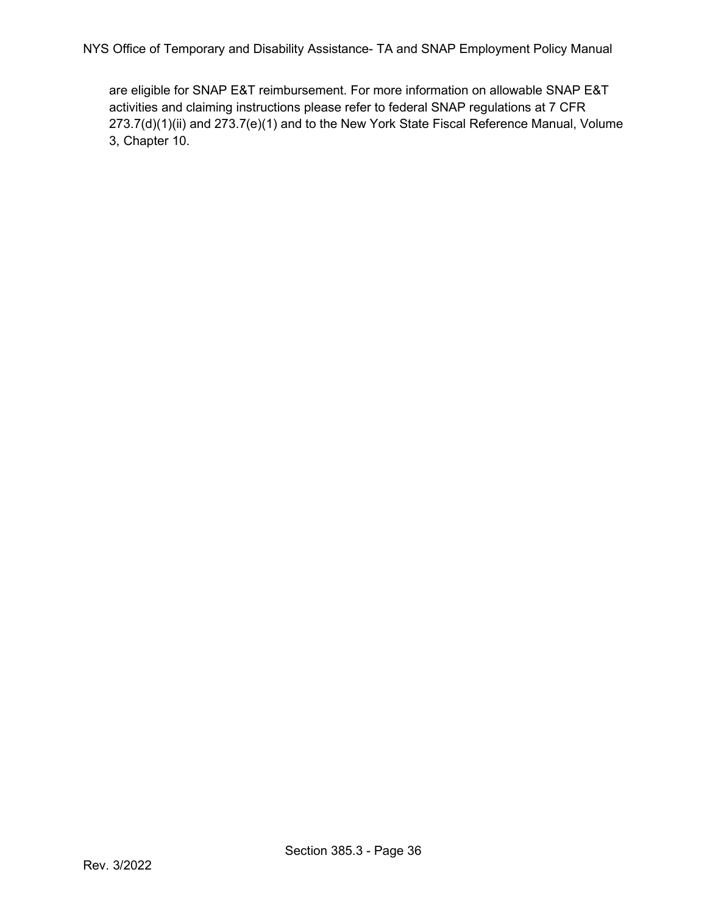are eligible for SNAP E&T reimbursement. For more information on allowable SNAP E&T activities and claiming instructions please refer to federal SNAP regulations at 7 CFR 273.7(d)(1)(ii) and 273.7(e)(1) and to the New York State Fiscal Reference Manual, Volume 3, Chapter 10.